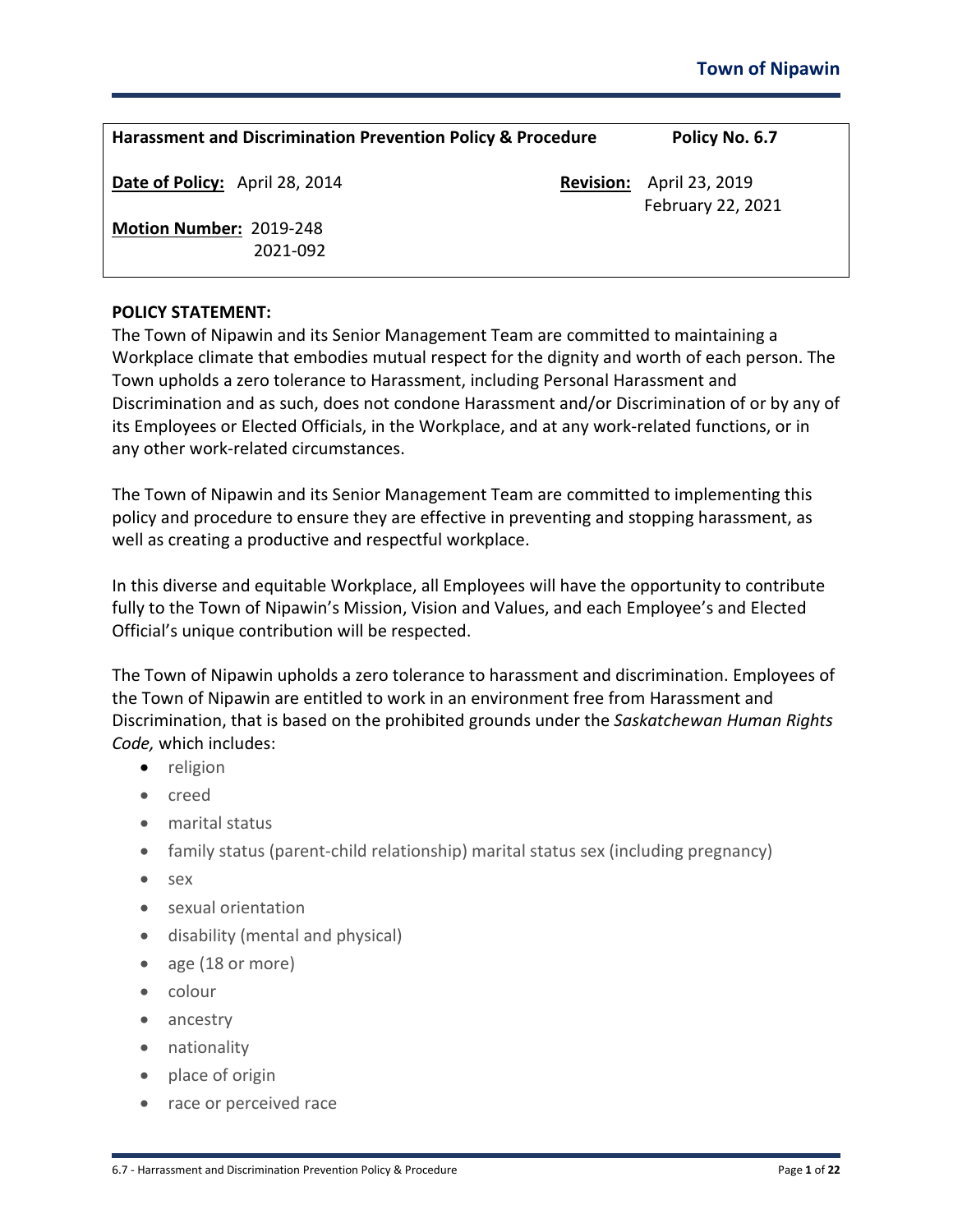## Town of Nipawin

| **Harassment and Discrimination Prevention Policy & Procedure** | **Policy No. 6.7** |
|---|---|
| **Date of Policy:** April 28, 2014 | **Revision:** April 23, 2019<br>February 22, 2021 |
| **Motion Number:** 2019-248<br>2021-092 | |

**POLICY STATEMENT:**

The Town of Nipawin and its Senior Management Team are committed to maintaining a Workplace climate that embodies mutual respect for the dignity and worth of each person. The Town upholds a zero tolerance to Harassment, including Personal Harassment and Discrimination and as such, does not condone Harassment and/or Discrimination of or by any of its Employees or Elected Officials, in the Workplace, and at any work-related functions, or in any other work-related circumstances.

The Town of Nipawin and its Senior Management Team are committed to implementing this policy and procedure to ensure they are effective in preventing and stopping harassment, as well as creating a productive and respectful workplace.

In this diverse and equitable Workplace, all Employees will have the opportunity to contribute fully to the Town of Nipawin's Mission, Vision and Values, and each Employee's and Elected Official's unique contribution will be respected.

The Town of Nipawin upholds a zero tolerance to harassment and discrimination. Employees of the Town of Nipawin are entitled to work in an environment free from Harassment and Discrimination, that is based on the prohibited grounds under the *Saskatchewan Human Rights Code,* which includes:

- religion
- creed
- marital status
- family status (parent-child relationship) marital status sex (including pregnancy)
- sex
- sexual orientation
- disability (mental and physical)
- age (18 or more)
- colour
- ancestry
- nationality
- place of origin
- race or perceived race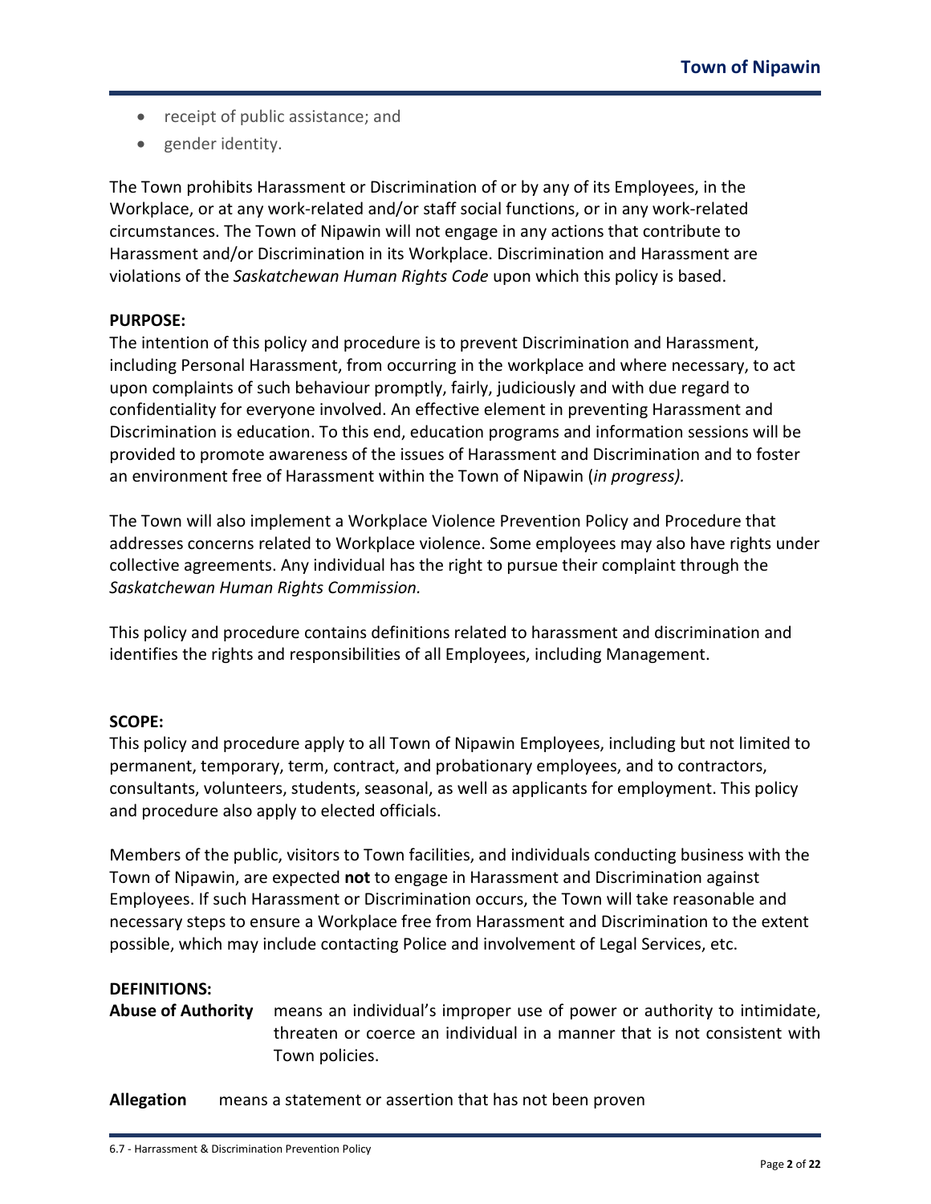- receipt of public assistance; and
- gender identity.

The Town prohibits Harassment or Discrimination of or by any of its Employees, in the Workplace, or at any work-related and/or staff social functions, or in any work-related circumstances. The Town of Nipawin will not engage in any actions that contribute to Harassment and/or Discrimination in its Workplace. Discrimination and Harassment are violations of the *Saskatchewan Human Rights Code* upon which this policy is based.

**PURPOSE:**
The intention of this policy and procedure is to prevent Discrimination and Harassment, including Personal Harassment, from occurring in the workplace and where necessary, to act upon complaints of such behaviour promptly, fairly, judiciously and with due regard to confidentiality for everyone involved. An effective element in preventing Harassment and Discrimination is education. To this end, education programs and information sessions will be provided to promote awareness of the issues of Harassment and Discrimination and to foster an environment free of Harassment within the Town of Nipawin (*in progress).*

The Town will also implement a Workplace Violence Prevention Policy and Procedure that addresses concerns related to Workplace violence. Some employees may also have rights under collective agreements. Any individual has the right to pursue their complaint through the *Saskatchewan Human Rights Commission.*

This policy and procedure contains definitions related to harassment and discrimination and identifies the rights and responsibilities of all Employees, including Management.

**SCOPE:**
This policy and procedure apply to all Town of Nipawin Employees, including but not limited to permanent, temporary, term, contract, and probationary employees, and to contractors, consultants, volunteers, students, seasonal, as well as applicants for employment. This policy and procedure also apply to elected officials.

Members of the public, visitors to Town facilities, and individuals conducting business with the Town of Nipawin, are expected **not** to engage in Harassment and Discrimination against Employees. If such Harassment or Discrimination occurs, the Town will take reasonable and necessary steps to ensure a Workplace free from Harassment and Discrimination to the extent possible, which may include contacting Police and involvement of Legal Services, etc.

**DEFINITIONS:**

**Abuse of Authority** means an individual's improper use of power or authority to intimidate, threaten or coerce an individual in a manner that is not consistent with Town policies.

**Allegation** means a statement or assertion that has not been proven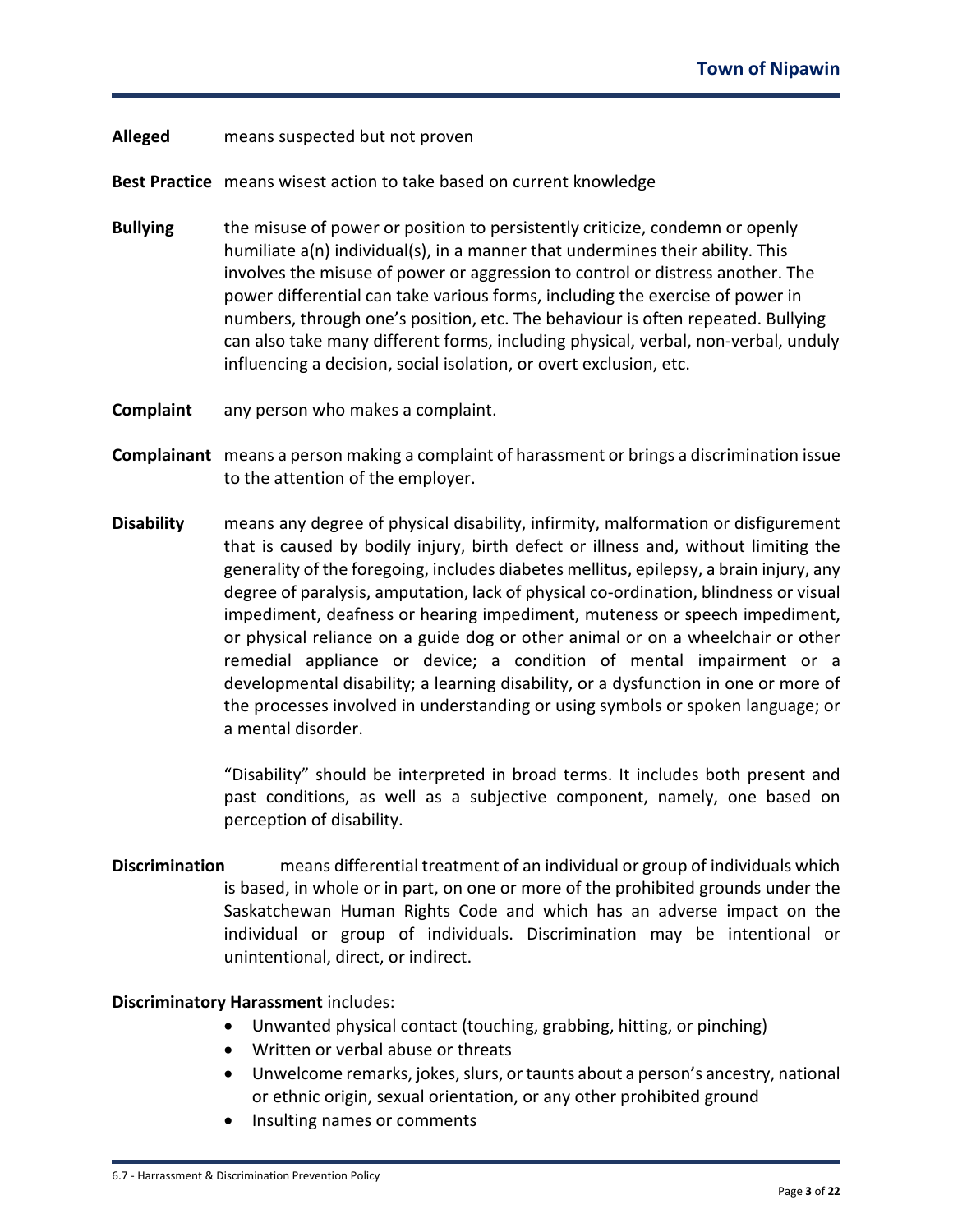**Alleged** means suspected but not proven

**Best Practice** means wisest action to take based on current knowledge

**Bullying** the misuse of power or position to persistently criticize, condemn or openly humiliate a(n) individual(s), in a manner that undermines their ability. This involves the misuse of power or aggression to control or distress another. The power differential can take various forms, including the exercise of power in numbers, through one's position, etc. The behaviour is often repeated. Bullying can also take many different forms, including physical, verbal, non-verbal, unduly influencing a decision, social isolation, or overt exclusion, etc.

**Complaint** any person who makes a complaint.

**Complainant** means a person making a complaint of harassment or brings a discrimination issue to the attention of the employer.

**Disability** means any degree of physical disability, infirmity, malformation or disfigurement that is caused by bodily injury, birth defect or illness and, without limiting the generality of the foregoing, includes diabetes mellitus, epilepsy, a brain injury, any degree of paralysis, amputation, lack of physical co-ordination, blindness or visual impediment, deafness or hearing impediment, muteness or speech impediment, or physical reliance on a guide dog or other animal or on a wheelchair or other remedial appliance or device; a condition of mental impairment or a developmental disability; a learning disability, or a dysfunction in one or more of the processes involved in understanding or using symbols or spoken language; or a mental disorder.

"Disability" should be interpreted in broad terms. It includes both present and past conditions, as well as a subjective component, namely, one based on perception of disability.

**Discrimination** means differential treatment of an individual or group of individuals which is based, in whole or in part, on one or more of the prohibited grounds under the Saskatchewan Human Rights Code and which has an adverse impact on the individual or group of individuals. Discrimination may be intentional or unintentional, direct, or indirect.

**Discriminatory Harassment** includes:

- Unwanted physical contact (touching, grabbing, hitting, or pinching)
- Written or verbal abuse or threats
- Unwelcome remarks, jokes, slurs, or taunts about a person's ancestry, national or ethnic origin, sexual orientation, or any other prohibited ground
- Insulting names or comments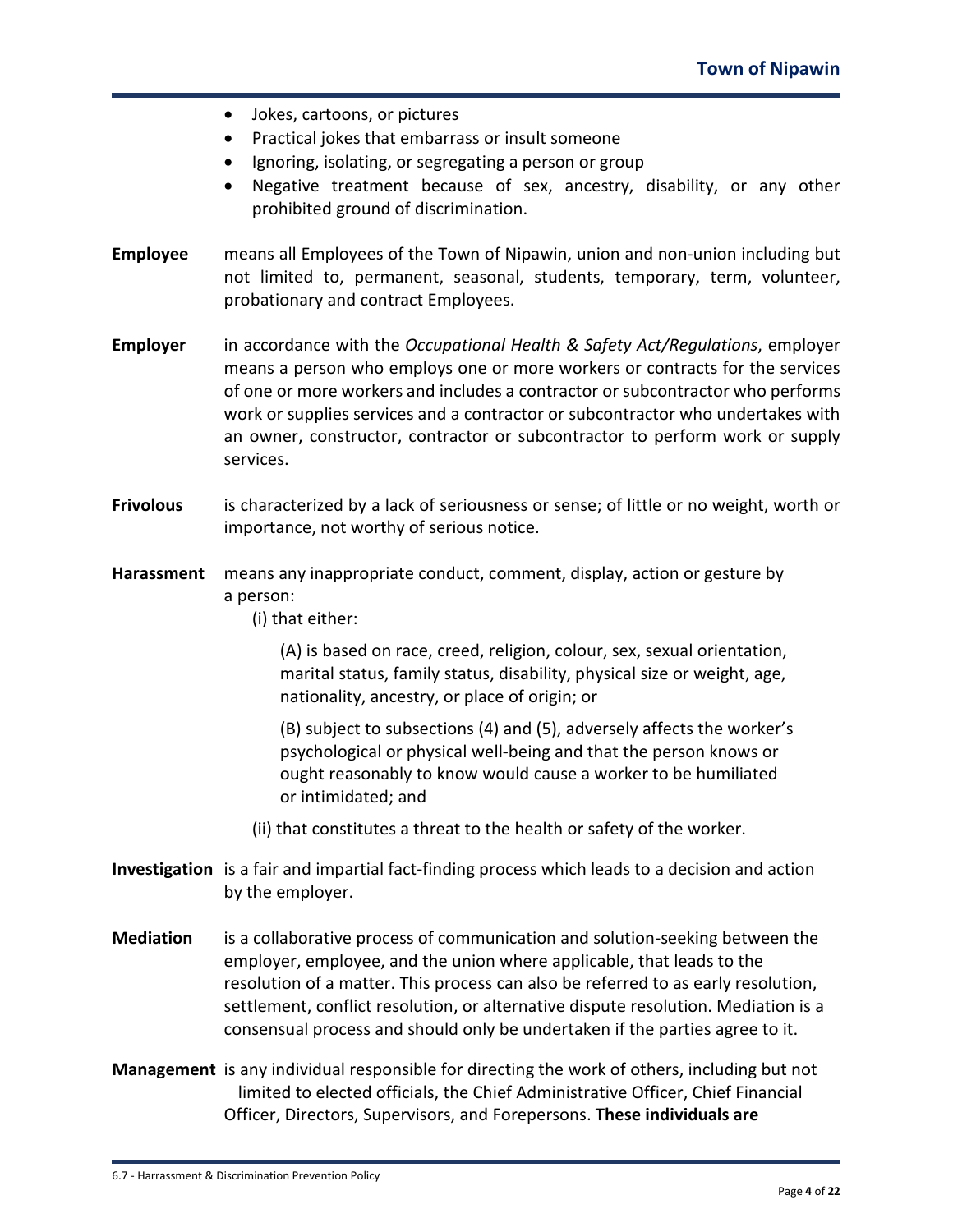- Jokes, cartoons, or pictures
- Practical jokes that embarrass or insult someone
- Ignoring, isolating, or segregating a person or group
- Negative treatment because of sex, ancestry, disability, or any other prohibited ground of discrimination.

**Employee** means all Employees of the Town of Nipawin, union and non-union including but not limited to, permanent, seasonal, students, temporary, term, volunteer, probationary and contract Employees.

**Employer** in accordance with the *Occupational Health & Safety Act/Regulations*, employer means a person who employs one or more workers or contracts for the services of one or more workers and includes a contractor or subcontractor who performs work or supplies services and a contractor or subcontractor who undertakes with an owner, constructor, contractor or subcontractor to perform work or supply services.

**Frivolous** is characterized by a lack of seriousness or sense; of little or no weight, worth or importance, not worthy of serious notice.

**Harassment** means any inappropriate conduct, comment, display, action or gesture by a person:

(i) that either:

(A) is based on race, creed, religion, colour, sex, sexual orientation, marital status, family status, disability, physical size or weight, age, nationality, ancestry, or place of origin; or

(B) subject to subsections (4) and (5), adversely affects the worker's psychological or physical well-being and that the person knows or ought reasonably to know would cause a worker to be humiliated or intimidated; and

(ii) that constitutes a threat to the health or safety of the worker.

**Investigation** is a fair and impartial fact-finding process which leads to a decision and action by the employer.

**Mediation** is a collaborative process of communication and solution-seeking between the employer, employee, and the union where applicable, that leads to the resolution of a matter. This process can also be referred to as early resolution, settlement, conflict resolution, or alternative dispute resolution. Mediation is a consensual process and should only be undertaken if the parties agree to it.

**Management** is any individual responsible for directing the work of others, including but not limited to elected officials, the Chief Administrative Officer, Chief Financial Officer, Directors, Supervisors, and Forepersons. **These individuals are**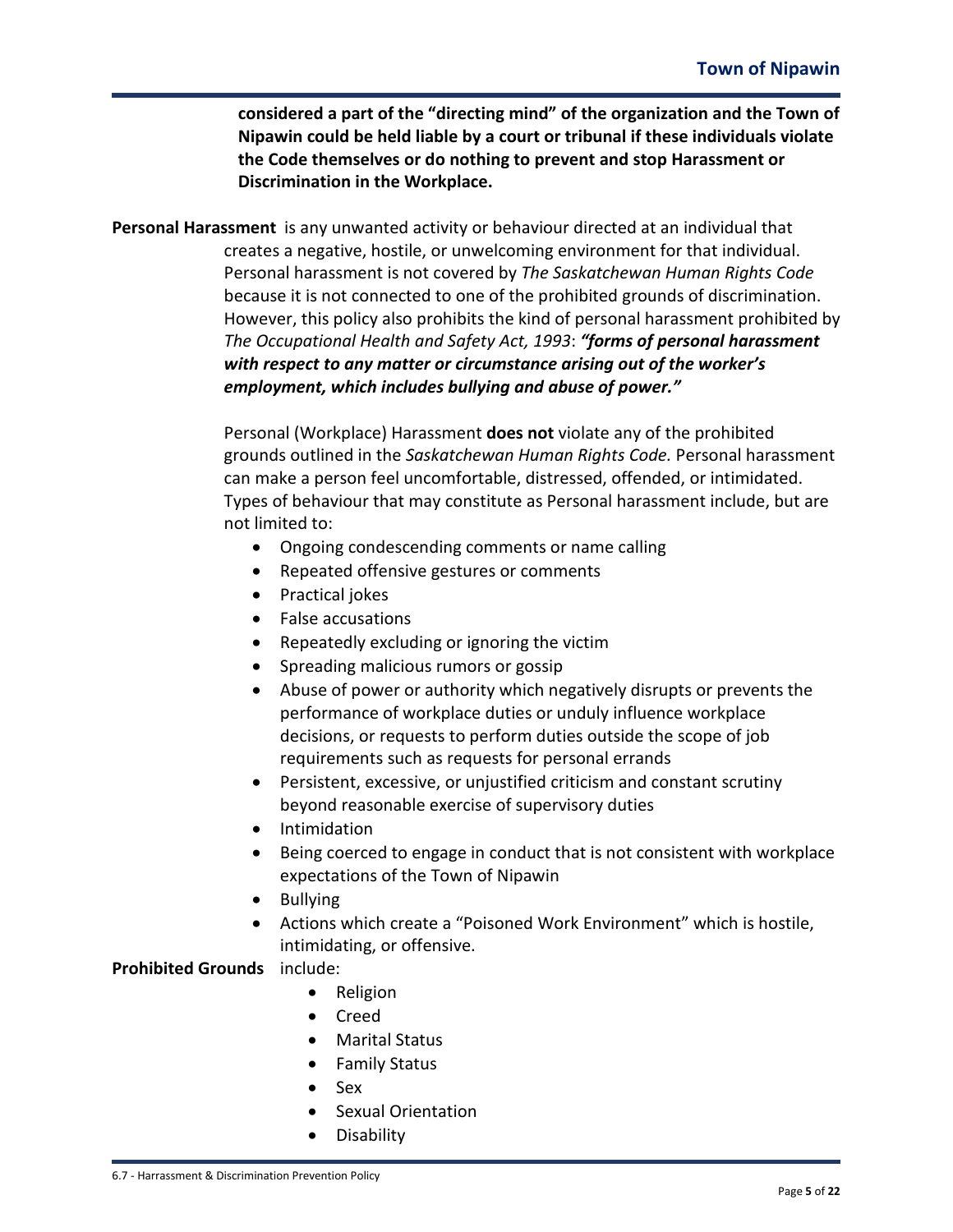**considered a part of the "directing mind" of the organization and the Town of Nipawin could be held liable by a court or tribunal if these individuals violate the Code themselves or do nothing to prevent and stop Harassment or Discrimination in the Workplace.**

**Personal Harassment** is any unwanted activity or behaviour directed at an individual that creates a negative, hostile, or unwelcoming environment for that individual. Personal harassment is not covered by *The Saskatchewan Human Rights Code* because it is not connected to one of the prohibited grounds of discrimination. However, this policy also prohibits the kind of personal harassment prohibited by *The Occupational Health and Safety Act, 1993*: ***"forms of personal harassment with respect to any matter or circumstance arising out of the worker's employment, which includes bullying and abuse of power."***

Personal (Workplace) Harassment **does not** violate any of the prohibited grounds outlined in the *Saskatchewan Human Rights Code.* Personal harassment can make a person feel uncomfortable, distressed, offended, or intimidated. Types of behaviour that may constitute as Personal harassment include, but are not limited to:

- Ongoing condescending comments or name calling
- Repeated offensive gestures or comments
- Practical jokes
- False accusations
- Repeatedly excluding or ignoring the victim
- Spreading malicious rumors or gossip
- Abuse of power or authority which negatively disrupts or prevents the performance of workplace duties or unduly influence workplace decisions, or requests to perform duties outside the scope of job requirements such as requests for personal errands
- Persistent, excessive, or unjustified criticism and constant scrutiny beyond reasonable exercise of supervisory duties
- Intimidation
- Being coerced to engage in conduct that is not consistent with workplace expectations of the Town of Nipawin
- Bullying
- Actions which create a "Poisoned Work Environment" which is hostile, intimidating, or offensive.

**Prohibited Grounds** include:

- Religion
- Creed
- Marital Status
- Family Status
- Sex
- Sexual Orientation
- Disability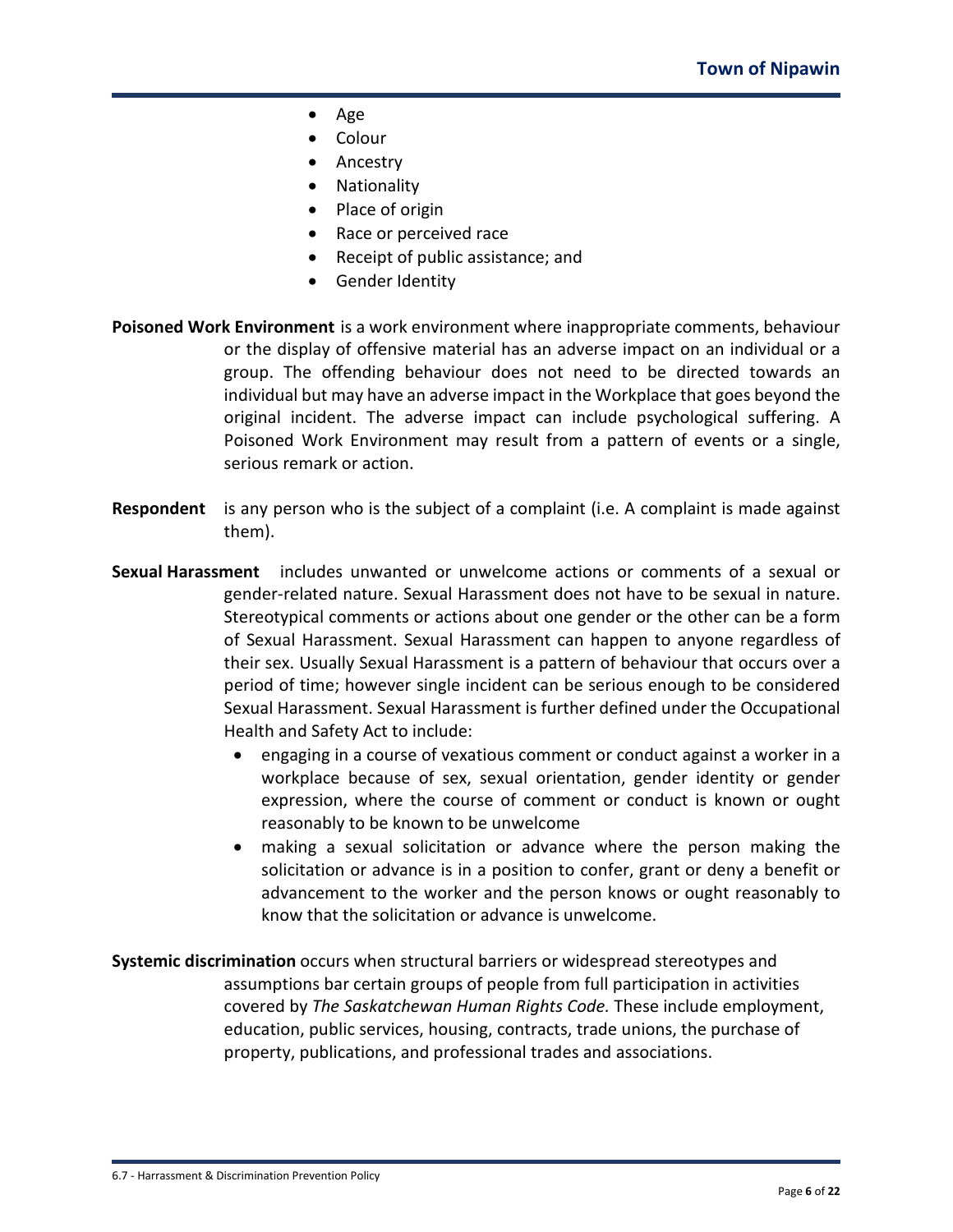- Age
- Colour
- Ancestry
- Nationality
- Place of origin
- Race or perceived race
- Receipt of public assistance; and
- Gender Identity

**Poisoned Work Environment** is a work environment where inappropriate comments, behaviour or the display of offensive material has an adverse impact on an individual or a group. The offending behaviour does not need to be directed towards an individual but may have an adverse impact in the Workplace that goes beyond the original incident. The adverse impact can include psychological suffering. A Poisoned Work Environment may result from a pattern of events or a single, serious remark or action.

**Respondent** is any person who is the subject of a complaint (i.e. A complaint is made against them).

**Sexual Harassment** includes unwanted or unwelcome actions or comments of a sexual or gender-related nature. Sexual Harassment does not have to be sexual in nature. Stereotypical comments or actions about one gender or the other can be a form of Sexual Harassment. Sexual Harassment can happen to anyone regardless of their sex. Usually Sexual Harassment is a pattern of behaviour that occurs over a period of time; however single incident can be serious enough to be considered Sexual Harassment. Sexual Harassment is further defined under the Occupational Health and Safety Act to include:

- engaging in a course of vexatious comment or conduct against a worker in a workplace because of sex, sexual orientation, gender identity or gender expression, where the course of comment or conduct is known or ought reasonably to be known to be unwelcome
- making a sexual solicitation or advance where the person making the solicitation or advance is in a position to confer, grant or deny a benefit or advancement to the worker and the person knows or ought reasonably to know that the solicitation or advance is unwelcome.

**Systemic discrimination** occurs when structural barriers or widespread stereotypes and assumptions bar certain groups of people from full participation in activities covered by *The Saskatchewan Human Rights Code.* These include employment, education, public services, housing, contracts, trade unions, the purchase of property, publications, and professional trades and associations.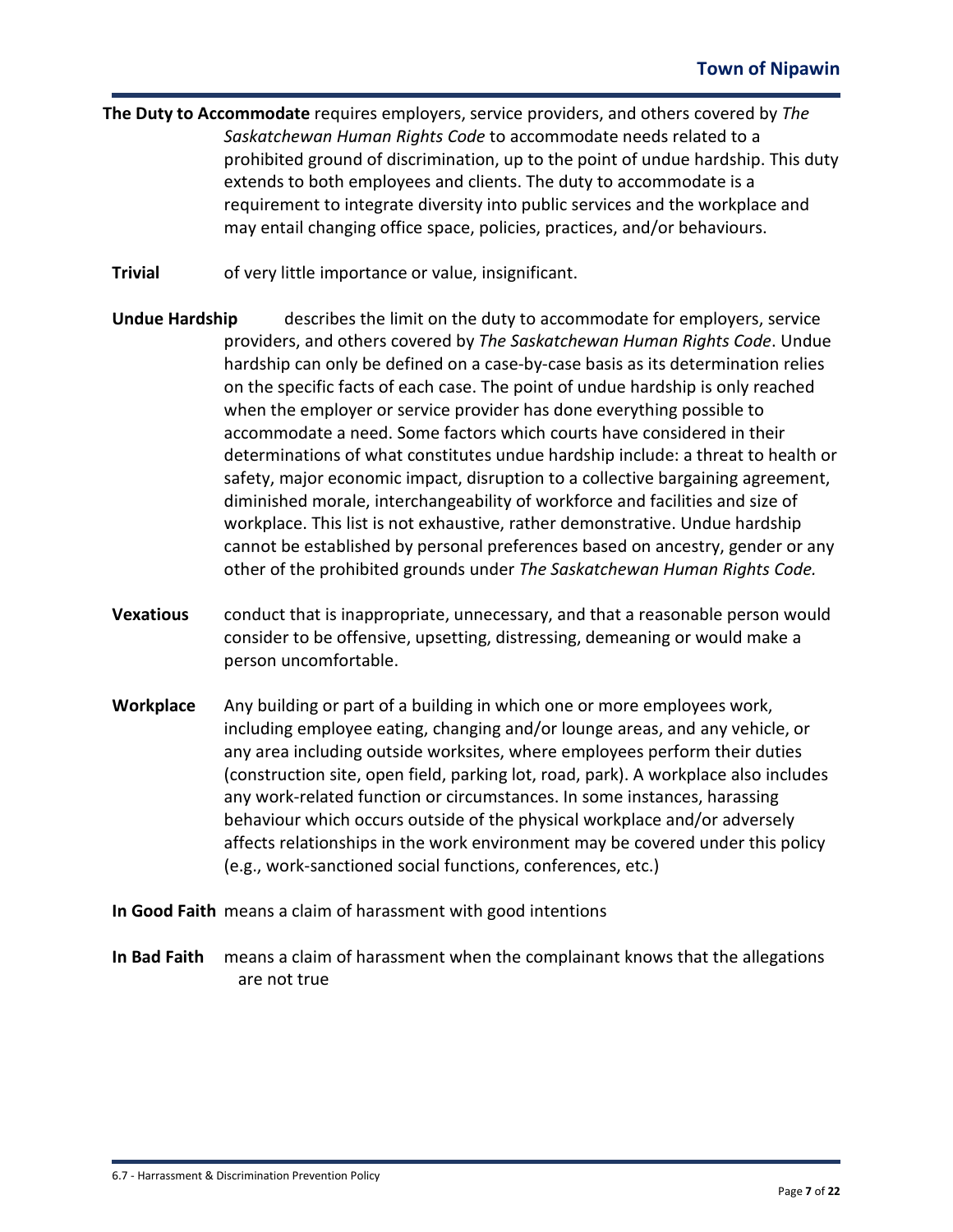**The Duty to Accommodate** requires employers, service providers, and others covered by *The Saskatchewan Human Rights Code* to accommodate needs related to a prohibited ground of discrimination, up to the point of undue hardship. This duty extends to both employees and clients. The duty to accommodate is a requirement to integrate diversity into public services and the workplace and may entail changing office space, policies, practices, and/or behaviours.

**Trivial** of very little importance or value, insignificant.

**Undue Hardship** describes the limit on the duty to accommodate for employers, service providers, and others covered by *The Saskatchewan Human Rights Code*. Undue hardship can only be defined on a case-by-case basis as its determination relies on the specific facts of each case. The point of undue hardship is only reached when the employer or service provider has done everything possible to accommodate a need. Some factors which courts have considered in their determinations of what constitutes undue hardship include: a threat to health or safety, major economic impact, disruption to a collective bargaining agreement, diminished morale, interchangeability of workforce and facilities and size of workplace. This list is not exhaustive, rather demonstrative. Undue hardship cannot be established by personal preferences based on ancestry, gender or any other of the prohibited grounds under *The Saskatchewan Human Rights Code.*

**Vexatious** conduct that is inappropriate, unnecessary, and that a reasonable person would consider to be offensive, upsetting, distressing, demeaning or would make a person uncomfortable.

**Workplace** Any building or part of a building in which one or more employees work, including employee eating, changing and/or lounge areas, and any vehicle, or any area including outside worksites, where employees perform their duties (construction site, open field, parking lot, road, park). A workplace also includes any work-related function or circumstances. In some instances, harassing behaviour which occurs outside of the physical workplace and/or adversely affects relationships in the work environment may be covered under this policy (e.g., work-sanctioned social functions, conferences, etc.)

**In Good Faith** means a claim of harassment with good intentions

**In Bad Faith** means a claim of harassment when the complainant knows that the allegations are not true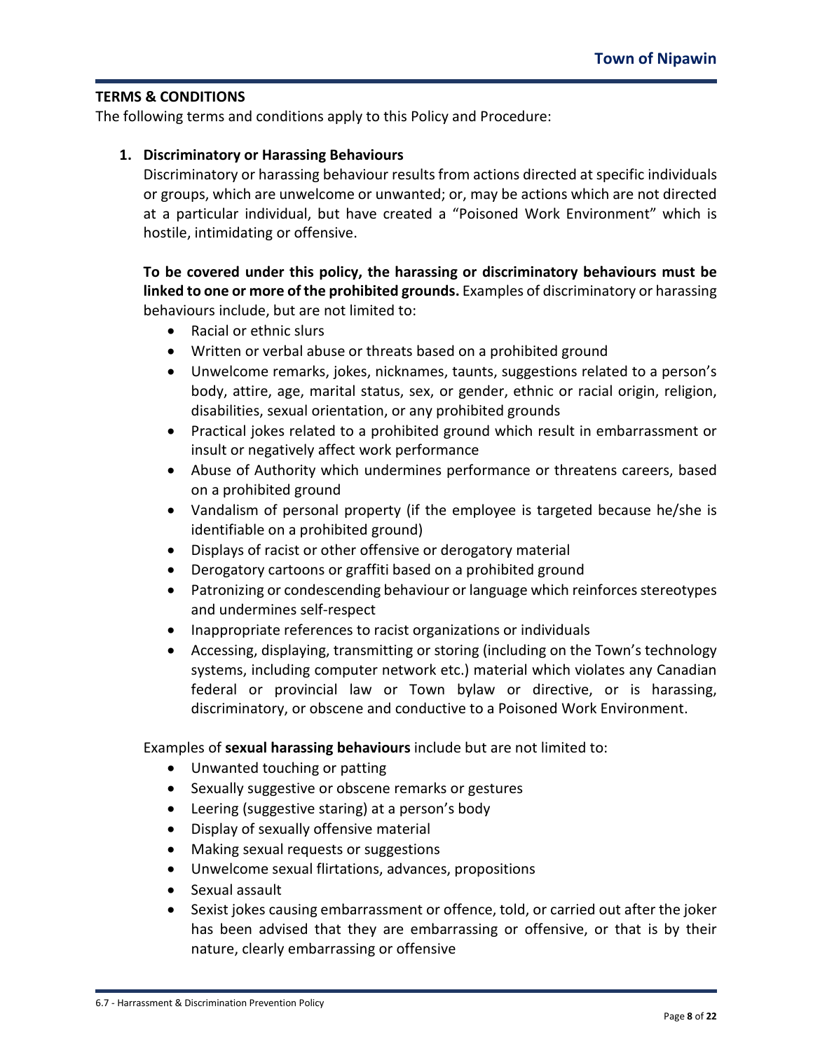## TERMS & CONDITIONS

The following terms and conditions apply to this Policy and Procedure:

1. **Discriminatory or Harassing Behaviours**

   Discriminatory or harassing behaviour results from actions directed at specific individuals or groups, which are unwelcome or unwanted; or, may be actions which are not directed at a particular individual, but have created a "Poisoned Work Environment" which is hostile, intimidating or offensive.

   **To be covered under this policy, the harassing or discriminatory behaviours must be linked to one or more of the prohibited grounds.** Examples of discriminatory or harassing behaviours include, but are not limited to:

   - Racial or ethnic slurs
   - Written or verbal abuse or threats based on a prohibited ground
   - Unwelcome remarks, jokes, nicknames, taunts, suggestions related to a person's body, attire, age, marital status, sex, or gender, ethnic or racial origin, religion, disabilities, sexual orientation, or any prohibited grounds
   - Practical jokes related to a prohibited ground which result in embarrassment or insult or negatively affect work performance
   - Abuse of Authority which undermines performance or threatens careers, based on a prohibited ground
   - Vandalism of personal property (if the employee is targeted because he/she is identifiable on a prohibited ground)
   - Displays of racist or other offensive or derogatory material
   - Derogatory cartoons or graffiti based on a prohibited ground
   - Patronizing or condescending behaviour or language which reinforces stereotypes and undermines self-respect
   - Inappropriate references to racist organizations or individuals
   - Accessing, displaying, transmitting or storing (including on the Town's technology systems, including computer network etc.) material which violates any Canadian federal or provincial law or Town bylaw or directive, or is harassing, discriminatory, or obscene and conductive to a Poisoned Work Environment.

   Examples of **sexual harassing behaviours** include but are not limited to:

   - Unwanted touching or patting
   - Sexually suggestive or obscene remarks or gestures
   - Leering (suggestive staring) at a person's body
   - Display of sexually offensive material
   - Making sexual requests or suggestions
   - Unwelcome sexual flirtations, advances, propositions
   - Sexual assault
   - Sexist jokes causing embarrassment or offence, told, or carried out after the joker has been advised that they are embarrassing or offensive, or that is by their nature, clearly embarrassing or offensive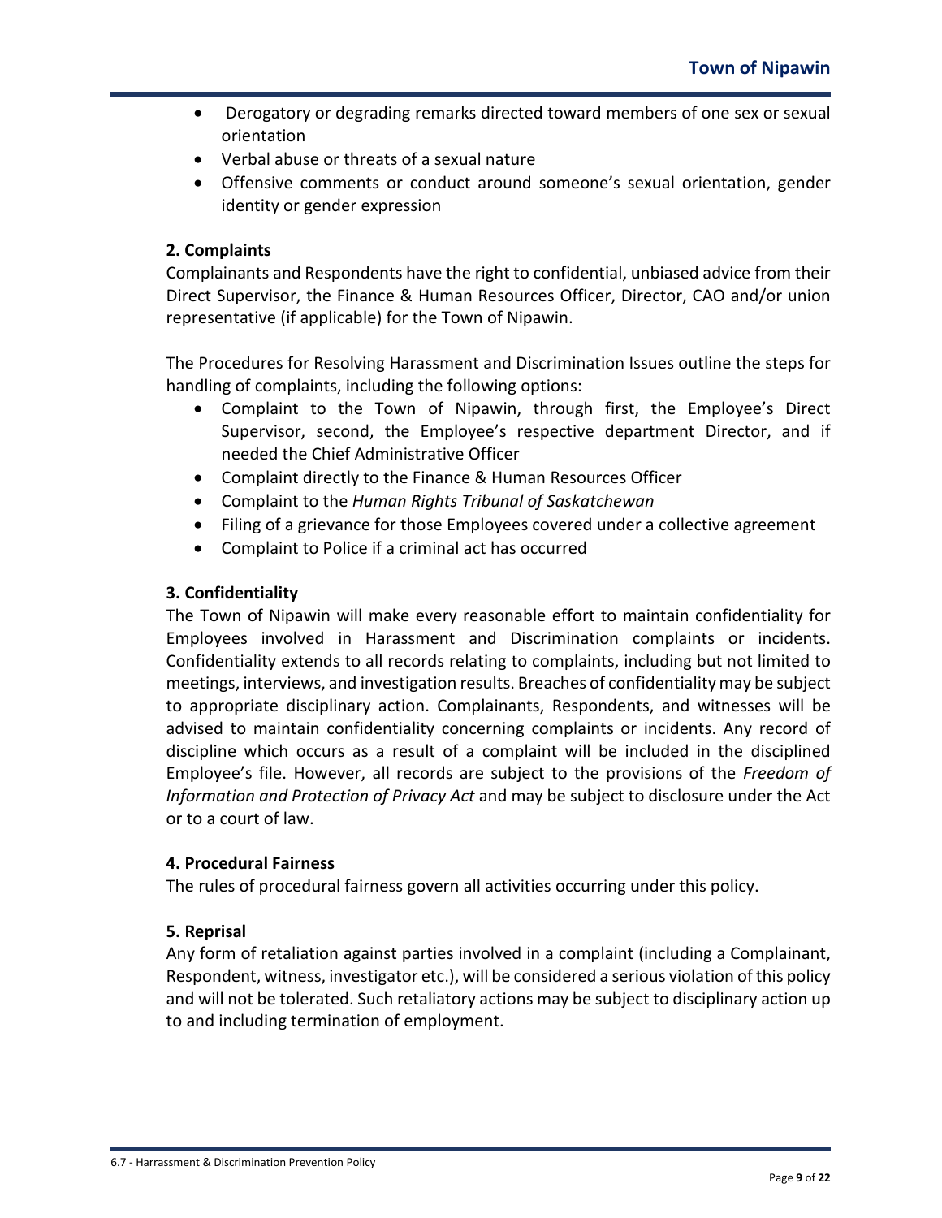- Derogatory or degrading remarks directed toward members of one sex or sexual orientation
- Verbal abuse or threats of a sexual nature
- Offensive comments or conduct around someone's sexual orientation, gender identity or gender expression

### 2. Complaints

Complainants and Respondents have the right to confidential, unbiased advice from their Direct Supervisor, the Finance & Human Resources Officer, Director, CAO and/or union representative (if applicable) for the Town of Nipawin.

The Procedures for Resolving Harassment and Discrimination Issues outline the steps for handling of complaints, including the following options:

- Complaint to the Town of Nipawin, through first, the Employee's Direct Supervisor, second, the Employee's respective department Director, and if needed the Chief Administrative Officer
- Complaint directly to the Finance & Human Resources Officer
- Complaint to the *Human Rights Tribunal of Saskatchewan*
- Filing of a grievance for those Employees covered under a collective agreement
- Complaint to Police if a criminal act has occurred

### 3. Confidentiality

The Town of Nipawin will make every reasonable effort to maintain confidentiality for Employees involved in Harassment and Discrimination complaints or incidents. Confidentiality extends to all records relating to complaints, including but not limited to meetings, interviews, and investigation results. Breaches of confidentiality may be subject to appropriate disciplinary action. Complainants, Respondents, and witnesses will be advised to maintain confidentiality concerning complaints or incidents. Any record of discipline which occurs as a result of a complaint will be included in the disciplined Employee's file. However, all records are subject to the provisions of the *Freedom of Information and Protection of Privacy Act* and may be subject to disclosure under the Act or to a court of law.

### 4. Procedural Fairness

The rules of procedural fairness govern all activities occurring under this policy.

### 5. Reprisal

Any form of retaliation against parties involved in a complaint (including a Complainant, Respondent, witness, investigator etc.), will be considered a serious violation of this policy and will not be tolerated. Such retaliatory actions may be subject to disciplinary action up to and including termination of employment.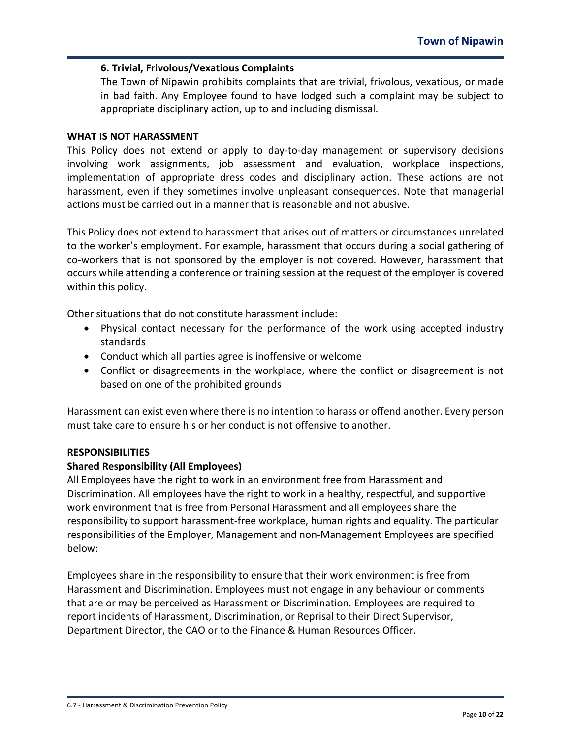**6. Trivial, Frivolous/Vexatious Complaints**

The Town of Nipawin prohibits complaints that are trivial, frivolous, vexatious, or made in bad faith. Any Employee found to have lodged such a complaint may be subject to appropriate disciplinary action, up to and including dismissal.

## WHAT IS NOT HARASSMENT

This Policy does not extend or apply to day-to-day management or supervisory decisions involving work assignments, job assessment and evaluation, workplace inspections, implementation of appropriate dress codes and disciplinary action. These actions are not harassment, even if they sometimes involve unpleasant consequences. Note that managerial actions must be carried out in a manner that is reasonable and not abusive.

This Policy does not extend to harassment that arises out of matters or circumstances unrelated to the worker's employment. For example, harassment that occurs during a social gathering of co-workers that is not sponsored by the employer is not covered. However, harassment that occurs while attending a conference or training session at the request of the employer is covered within this policy.

Other situations that do not constitute harassment include:

- Physical contact necessary for the performance of the work using accepted industry standards
- Conduct which all parties agree is inoffensive or welcome
- Conflict or disagreements in the workplace, where the conflict or disagreement is not based on one of the prohibited grounds

Harassment can exist even where there is no intention to harass or offend another. Every person must take care to ensure his or her conduct is not offensive to another.

## RESPONSIBILITIES

### Shared Responsibility (All Employees)

All Employees have the right to work in an environment free from Harassment and Discrimination. All employees have the right to work in a healthy, respectful, and supportive work environment that is free from Personal Harassment and all employees share the responsibility to support harassment-free workplace, human rights and equality. The particular responsibilities of the Employer, Management and non-Management Employees are specified below:

Employees share in the responsibility to ensure that their work environment is free from Harassment and Discrimination. Employees must not engage in any behaviour or comments that are or may be perceived as Harassment or Discrimination. Employees are required to report incidents of Harassment, Discrimination, or Reprisal to their Direct Supervisor, Department Director, the CAO or to the Finance & Human Resources Officer.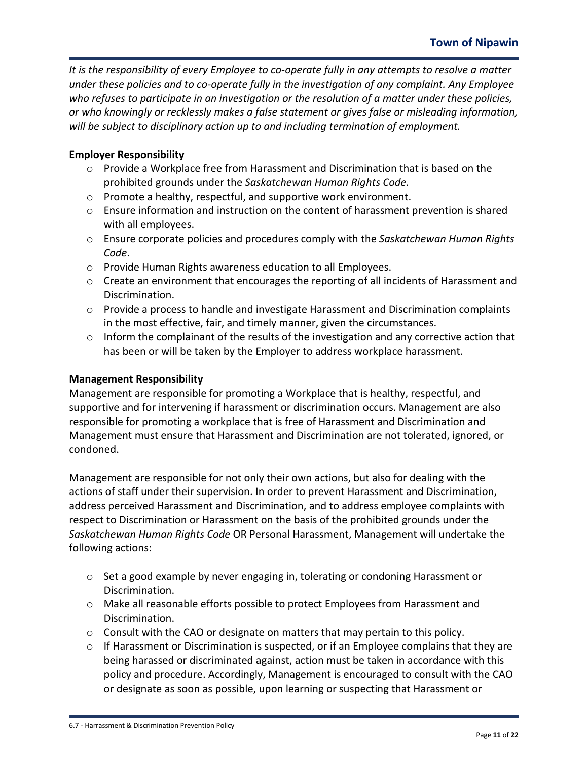*It is the responsibility of every Employee to co-operate fully in any attempts to resolve a matter under these policies and to co-operate fully in the investigation of any complaint. Any Employee who refuses to participate in an investigation or the resolution of a matter under these policies, or who knowingly or recklessly makes a false statement or gives false or misleading information, will be subject to disciplinary action up to and including termination of employment.*

**Employer Responsibility**

- Provide a Workplace free from Harassment and Discrimination that is based on the prohibited grounds under the *Saskatchewan Human Rights Code.*
- Promote a healthy, respectful, and supportive work environment.
- Ensure information and instruction on the content of harassment prevention is shared with all employees.
- Ensure corporate policies and procedures comply with the *Saskatchewan Human Rights Code*.
- Provide Human Rights awareness education to all Employees.
- Create an environment that encourages the reporting of all incidents of Harassment and Discrimination.
- Provide a process to handle and investigate Harassment and Discrimination complaints in the most effective, fair, and timely manner, given the circumstances.
- Inform the complainant of the results of the investigation and any corrective action that has been or will be taken by the Employer to address workplace harassment.

**Management Responsibility**

Management are responsible for promoting a Workplace that is healthy, respectful, and supportive and for intervening if harassment or discrimination occurs. Management are also responsible for promoting a workplace that is free of Harassment and Discrimination and Management must ensure that Harassment and Discrimination are not tolerated, ignored, or condoned.

Management are responsible for not only their own actions, but also for dealing with the actions of staff under their supervision. In order to prevent Harassment and Discrimination, address perceived Harassment and Discrimination, and to address employee complaints with respect to Discrimination or Harassment on the basis of the prohibited grounds under the *Saskatchewan Human Rights Code* OR Personal Harassment, Management will undertake the following actions:

- Set a good example by never engaging in, tolerating or condoning Harassment or Discrimination.
- Make all reasonable efforts possible to protect Employees from Harassment and Discrimination.
- Consult with the CAO or designate on matters that may pertain to this policy.
- If Harassment or Discrimination is suspected, or if an Employee complains that they are being harassed or discriminated against, action must be taken in accordance with this policy and procedure. Accordingly, Management is encouraged to consult with the CAO or designate as soon as possible, upon learning or suspecting that Harassment or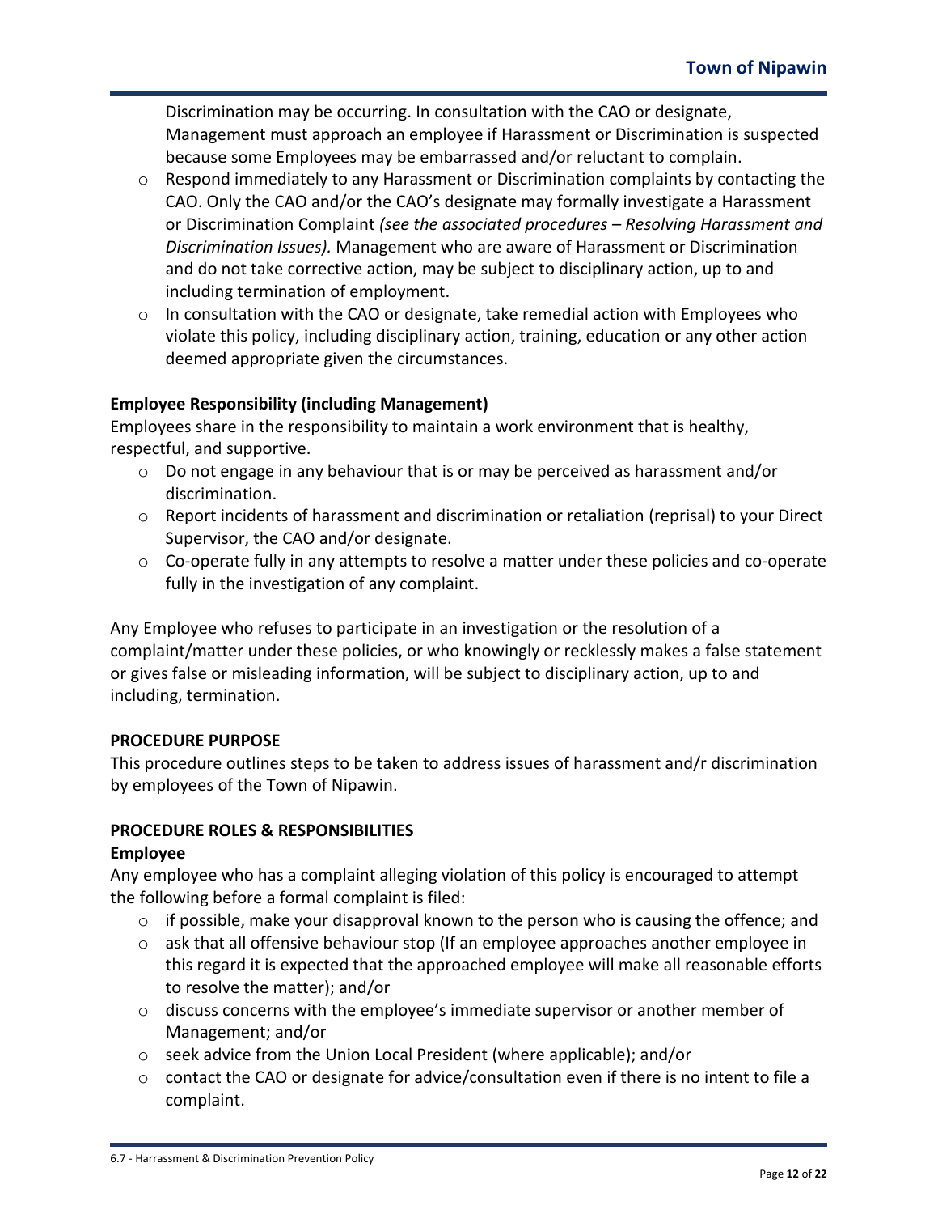Discrimination may be occurring. In consultation with the CAO or designate, Management must approach an employee if Harassment or Discrimination is suspected because some Employees may be embarrassed and/or reluctant to complain.

- Respond immediately to any Harassment or Discrimination complaints by contacting the CAO. Only the CAO and/or the CAO's designate may formally investigate a Harassment or Discrimination Complaint *(see the associated procedures – Resolving Harassment and Discrimination Issues).* Management who are aware of Harassment or Discrimination and do not take corrective action, may be subject to disciplinary action, up to and including termination of employment.
- In consultation with the CAO or designate, take remedial action with Employees who violate this policy, including disciplinary action, training, education or any other action deemed appropriate given the circumstances.

**Employee Responsibility (including Management)**

Employees share in the responsibility to maintain a work environment that is healthy, respectful, and supportive.

- Do not engage in any behaviour that is or may be perceived as harassment and/or discrimination.
- Report incidents of harassment and discrimination or retaliation (reprisal) to your Direct Supervisor, the CAO and/or designate.
- Co-operate fully in any attempts to resolve a matter under these policies and co-operate fully in the investigation of any complaint.

Any Employee who refuses to participate in an investigation or the resolution of a complaint/matter under these policies, or who knowingly or recklessly makes a false statement or gives false or misleading information, will be subject to disciplinary action, up to and including, termination.

**PROCEDURE PURPOSE**

This procedure outlines steps to be taken to address issues of harassment and/r discrimination by employees of the Town of Nipawin.

**PROCEDURE ROLES & RESPONSIBILITIES**

**Employee**

Any employee who has a complaint alleging violation of this policy is encouraged to attempt the following before a formal complaint is filed:

- if possible, make your disapproval known to the person who is causing the offence; and
- ask that all offensive behaviour stop (If an employee approaches another employee in this regard it is expected that the approached employee will make all reasonable efforts to resolve the matter); and/or
- discuss concerns with the employee's immediate supervisor or another member of Management; and/or
- seek advice from the Union Local President (where applicable); and/or
- contact the CAO or designate for advice/consultation even if there is no intent to file a complaint.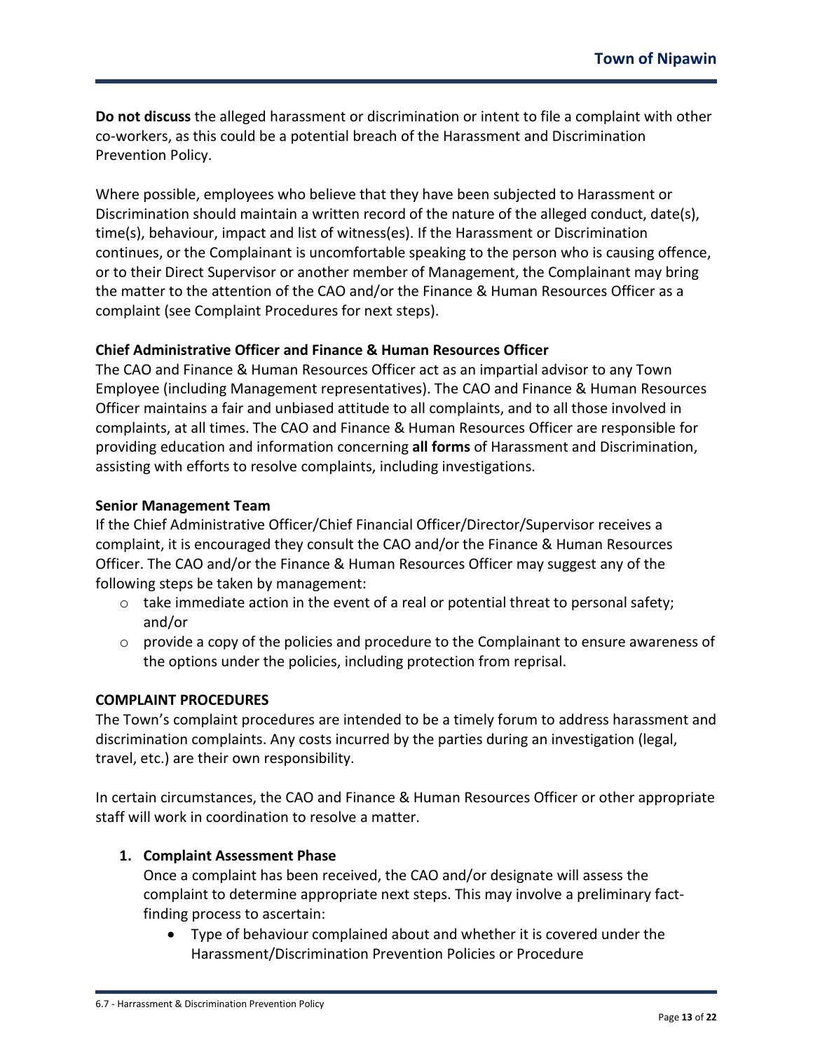**Do not discuss** the alleged harassment or discrimination or intent to file a complaint with other co-workers, as this could be a potential breach of the Harassment and Discrimination Prevention Policy.

Where possible, employees who believe that they have been subjected to Harassment or Discrimination should maintain a written record of the nature of the alleged conduct, date(s), time(s), behaviour, impact and list of witness(es). If the Harassment or Discrimination continues, or the Complainant is uncomfortable speaking to the person who is causing offence, or to their Direct Supervisor or another member of Management, the Complainant may bring the matter to the attention of the CAO and/or the Finance & Human Resources Officer as a complaint (see Complaint Procedures for next steps).

**Chief Administrative Officer and Finance & Human Resources Officer**

The CAO and Finance & Human Resources Officer act as an impartial advisor to any Town Employee (including Management representatives). The CAO and Finance & Human Resources Officer maintains a fair and unbiased attitude to all complaints, and to all those involved in complaints, at all times. The CAO and Finance & Human Resources Officer are responsible for providing education and information concerning **all forms** of Harassment and Discrimination, assisting with efforts to resolve complaints, including investigations.

**Senior Management Team**

If the Chief Administrative Officer/Chief Financial Officer/Director/Supervisor receives a complaint, it is encouraged they consult the CAO and/or the Finance & Human Resources Officer. The CAO and/or the Finance & Human Resources Officer may suggest any of the following steps be taken by management:

- take immediate action in the event of a real or potential threat to personal safety; and/or
- provide a copy of the policies and procedure to the Complainant to ensure awareness of the options under the policies, including protection from reprisal.

**COMPLAINT PROCEDURES**

The Town's complaint procedures are intended to be a timely forum to address harassment and discrimination complaints. Any costs incurred by the parties during an investigation (legal, travel, etc.) are their own responsibility.

In certain circumstances, the CAO and Finance & Human Resources Officer or other appropriate staff will work in coordination to resolve a matter.

1. **Complaint Assessment Phase**

   Once a complaint has been received, the CAO and/or designate will assess the complaint to determine appropriate next steps. This may involve a preliminary fact-finding process to ascertain:

   - Type of behaviour complained about and whether it is covered under the Harassment/Discrimination Prevention Policies or Procedure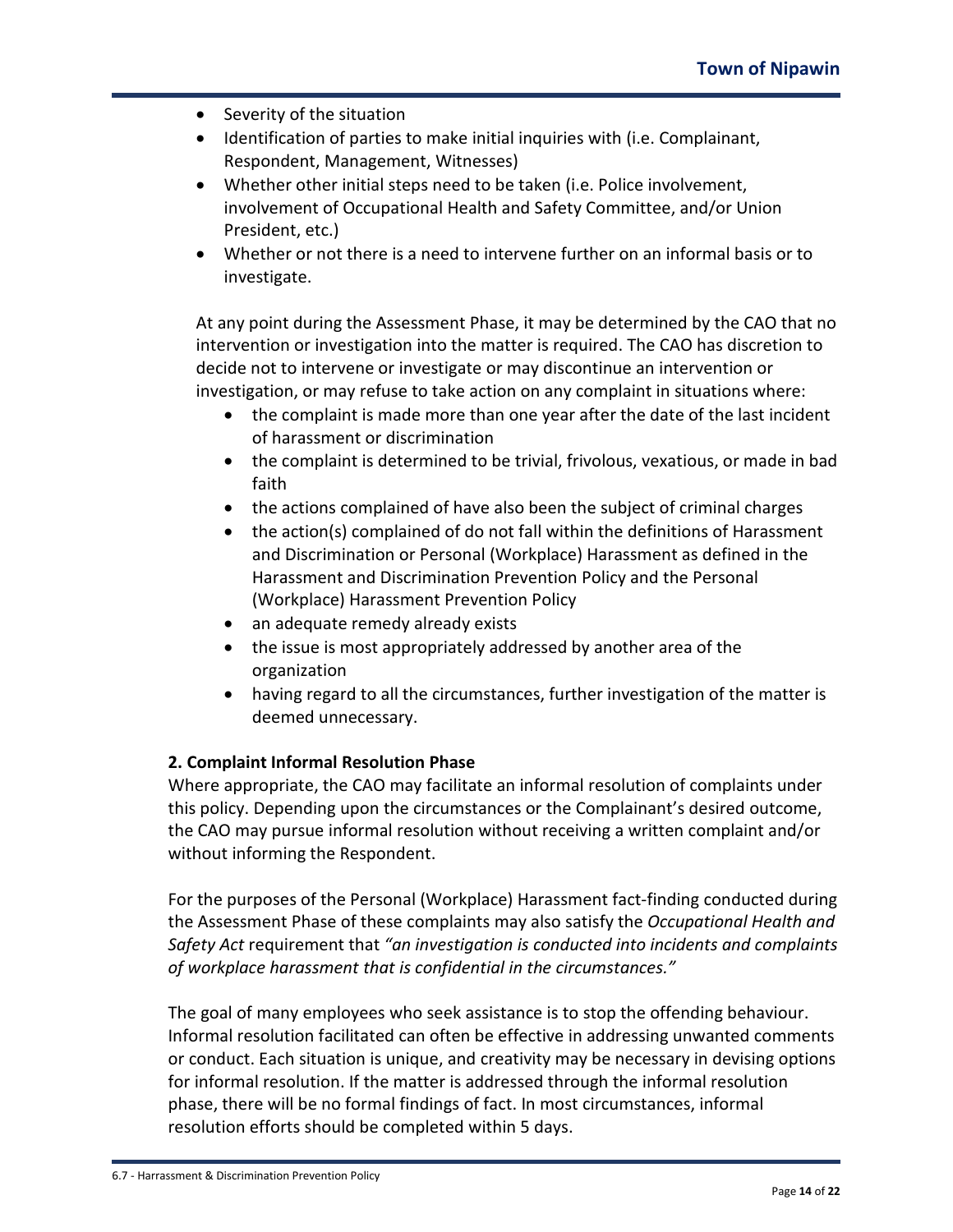- Severity of the situation
- Identification of parties to make initial inquiries with (i.e. Complainant, Respondent, Management, Witnesses)
- Whether other initial steps need to be taken (i.e. Police involvement, involvement of Occupational Health and Safety Committee, and/or Union President, etc.)
- Whether or not there is a need to intervene further on an informal basis or to investigate.

At any point during the Assessment Phase, it may be determined by the CAO that no intervention or investigation into the matter is required. The CAO has discretion to decide not to intervene or investigate or may discontinue an intervention or investigation, or may refuse to take action on any complaint in situations where:

- the complaint is made more than one year after the date of the last incident of harassment or discrimination
- the complaint is determined to be trivial, frivolous, vexatious, or made in bad faith
- the actions complained of have also been the subject of criminal charges
- the action(s) complained of do not fall within the definitions of Harassment and Discrimination or Personal (Workplace) Harassment as defined in the Harassment and Discrimination Prevention Policy and the Personal (Workplace) Harassment Prevention Policy
- an adequate remedy already exists
- the issue is most appropriately addressed by another area of the organization
- having regard to all the circumstances, further investigation of the matter is deemed unnecessary.

**2. Complaint Informal Resolution Phase**

Where appropriate, the CAO may facilitate an informal resolution of complaints under this policy. Depending upon the circumstances or the Complainant's desired outcome, the CAO may pursue informal resolution without receiving a written complaint and/or without informing the Respondent.

For the purposes of the Personal (Workplace) Harassment fact-finding conducted during the Assessment Phase of these complaints may also satisfy the *Occupational Health and Safety Act* requirement that *"an investigation is conducted into incidents and complaints of workplace harassment that is confidential in the circumstances."*

The goal of many employees who seek assistance is to stop the offending behaviour. Informal resolution facilitated can often be effective in addressing unwanted comments or conduct. Each situation is unique, and creativity may be necessary in devising options for informal resolution. If the matter is addressed through the informal resolution phase, there will be no formal findings of fact. In most circumstances, informal resolution efforts should be completed within 5 days.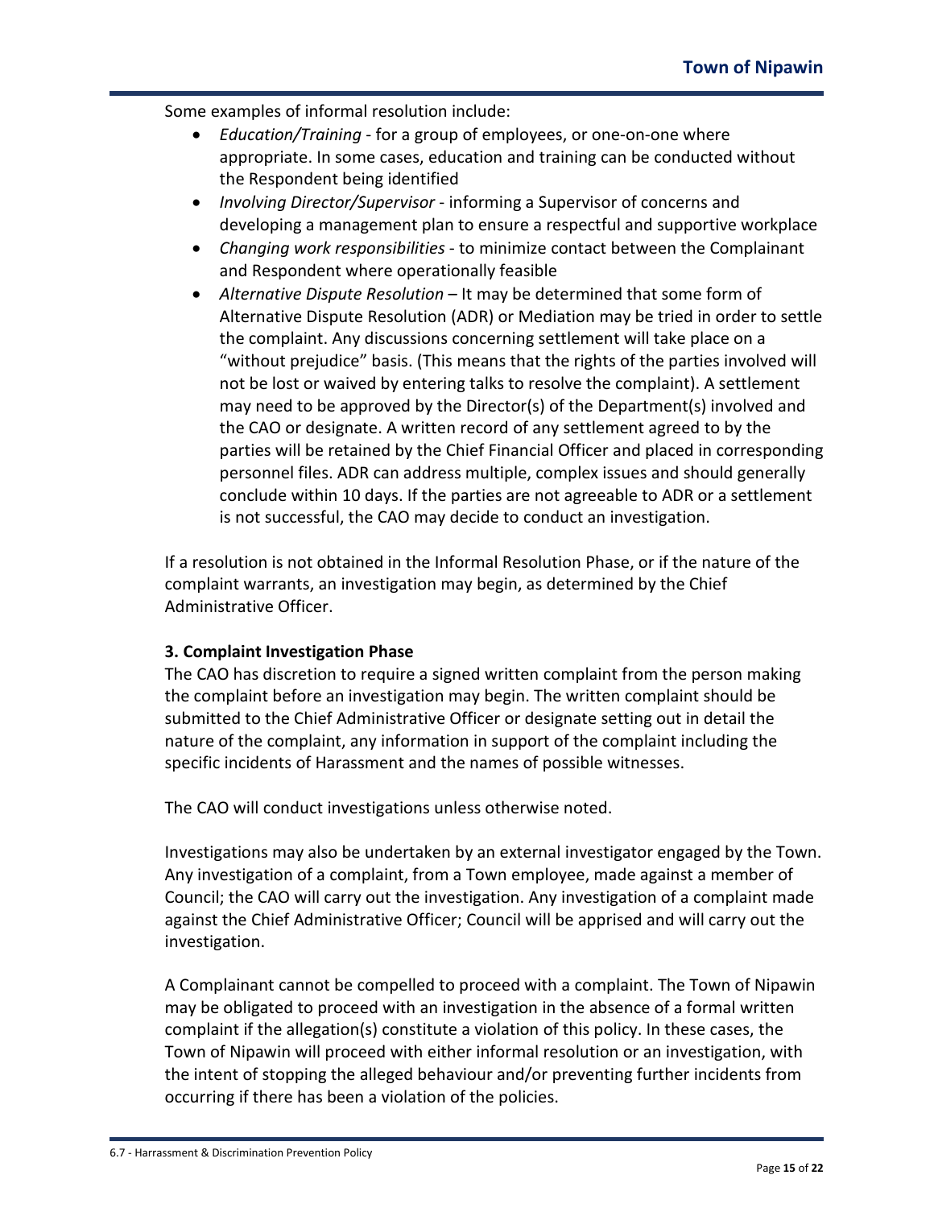Some examples of informal resolution include:

- *Education/Training* - for a group of employees, or one-on-one where appropriate. In some cases, education and training can be conducted without the Respondent being identified
- *Involving Director/Supervisor* - informing a Supervisor of concerns and developing a management plan to ensure a respectful and supportive workplace
- *Changing work responsibilities* - to minimize contact between the Complainant and Respondent where operationally feasible
- *Alternative Dispute Resolution* – It may be determined that some form of Alternative Dispute Resolution (ADR) or Mediation may be tried in order to settle the complaint. Any discussions concerning settlement will take place on a "without prejudice" basis. (This means that the rights of the parties involved will not be lost or waived by entering talks to resolve the complaint). A settlement may need to be approved by the Director(s) of the Department(s) involved and the CAO or designate. A written record of any settlement agreed to by the parties will be retained by the Chief Financial Officer and placed in corresponding personnel files. ADR can address multiple, complex issues and should generally conclude within 10 days. If the parties are not agreeable to ADR or a settlement is not successful, the CAO may decide to conduct an investigation.

If a resolution is not obtained in the Informal Resolution Phase, or if the nature of the complaint warrants, an investigation may begin, as determined by the Chief Administrative Officer.

**3. Complaint Investigation Phase**

The CAO has discretion to require a signed written complaint from the person making the complaint before an investigation may begin. The written complaint should be submitted to the Chief Administrative Officer or designate setting out in detail the nature of the complaint, any information in support of the complaint including the specific incidents of Harassment and the names of possible witnesses.

The CAO will conduct investigations unless otherwise noted.

Investigations may also be undertaken by an external investigator engaged by the Town. Any investigation of a complaint, from a Town employee, made against a member of Council; the CAO will carry out the investigation. Any investigation of a complaint made against the Chief Administrative Officer; Council will be apprised and will carry out the investigation.

A Complainant cannot be compelled to proceed with a complaint. The Town of Nipawin may be obligated to proceed with an investigation in the absence of a formal written complaint if the allegation(s) constitute a violation of this policy. In these cases, the Town of Nipawin will proceed with either informal resolution or an investigation, with the intent of stopping the alleged behaviour and/or preventing further incidents from occurring if there has been a violation of the policies.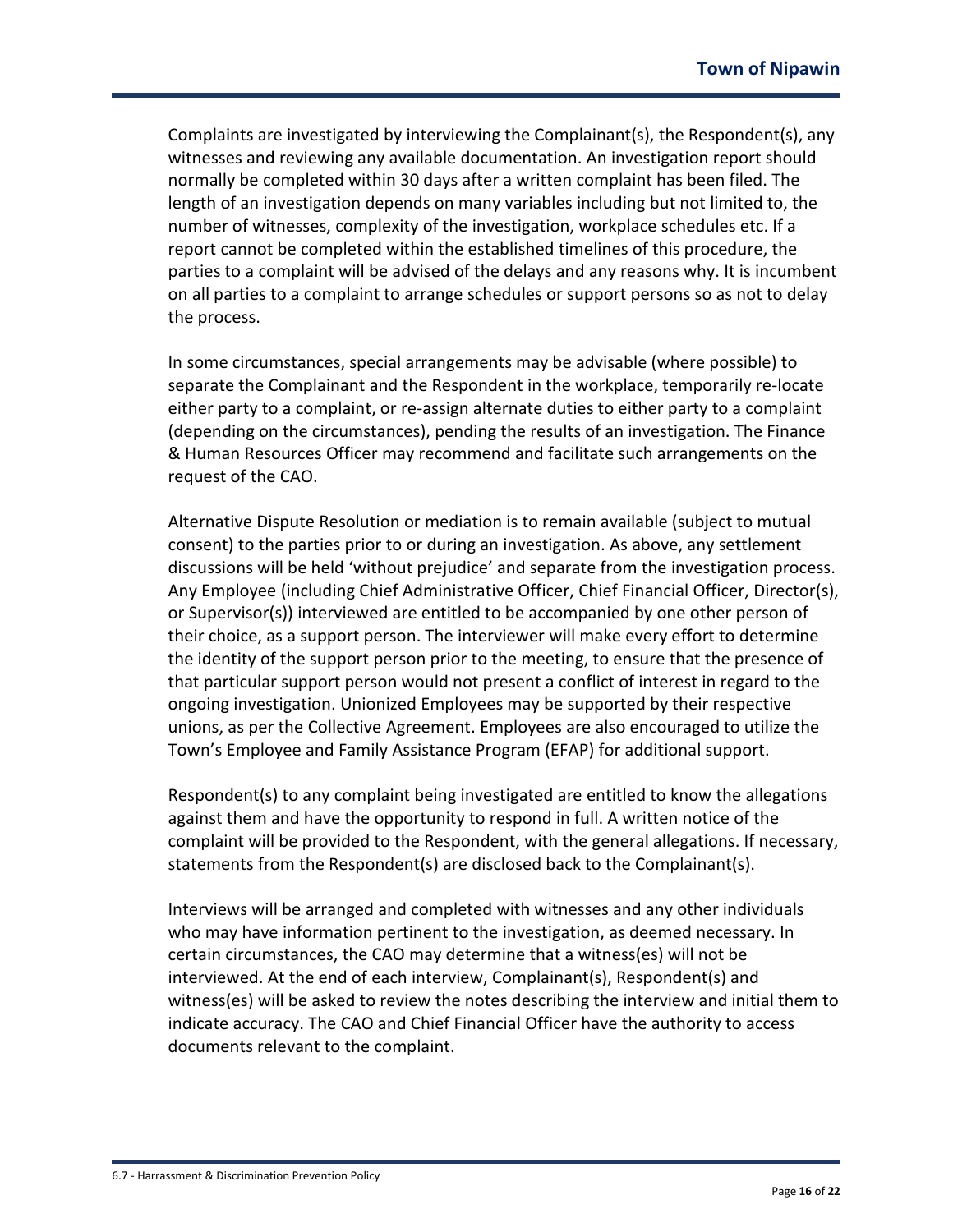Complaints are investigated by interviewing the Complainant(s), the Respondent(s), any witnesses and reviewing any available documentation. An investigation report should normally be completed within 30 days after a written complaint has been filed. The length of an investigation depends on many variables including but not limited to, the number of witnesses, complexity of the investigation, workplace schedules etc. If a report cannot be completed within the established timelines of this procedure, the parties to a complaint will be advised of the delays and any reasons why. It is incumbent on all parties to a complaint to arrange schedules or support persons so as not to delay the process.

In some circumstances, special arrangements may be advisable (where possible) to separate the Complainant and the Respondent in the workplace, temporarily re-locate either party to a complaint, or re-assign alternate duties to either party to a complaint (depending on the circumstances), pending the results of an investigation. The Finance & Human Resources Officer may recommend and facilitate such arrangements on the request of the CAO.

Alternative Dispute Resolution or mediation is to remain available (subject to mutual consent) to the parties prior to or during an investigation. As above, any settlement discussions will be held 'without prejudice' and separate from the investigation process. Any Employee (including Chief Administrative Officer, Chief Financial Officer, Director(s), or Supervisor(s)) interviewed are entitled to be accompanied by one other person of their choice, as a support person. The interviewer will make every effort to determine the identity of the support person prior to the meeting, to ensure that the presence of that particular support person would not present a conflict of interest in regard to the ongoing investigation. Unionized Employees may be supported by their respective unions, as per the Collective Agreement. Employees are also encouraged to utilize the Town's Employee and Family Assistance Program (EFAP) for additional support.

Respondent(s) to any complaint being investigated are entitled to know the allegations against them and have the opportunity to respond in full. A written notice of the complaint will be provided to the Respondent, with the general allegations. If necessary, statements from the Respondent(s) are disclosed back to the Complainant(s).

Interviews will be arranged and completed with witnesses and any other individuals who may have information pertinent to the investigation, as deemed necessary. In certain circumstances, the CAO may determine that a witness(es) will not be interviewed. At the end of each interview, Complainant(s), Respondent(s) and witness(es) will be asked to review the notes describing the interview and initial them to indicate accuracy. The CAO and Chief Financial Officer have the authority to access documents relevant to the complaint.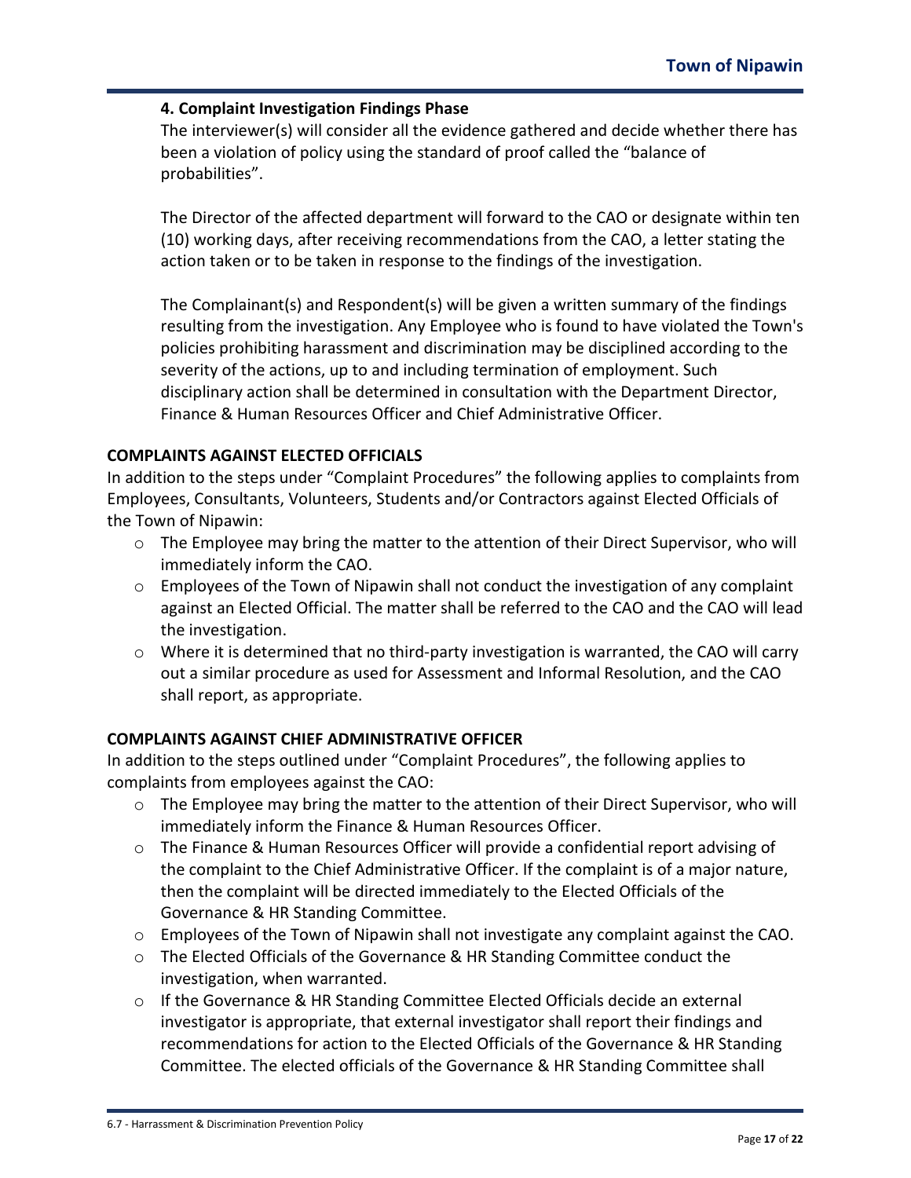**4. Complaint Investigation Findings Phase**

The interviewer(s) will consider all the evidence gathered and decide whether there has been a violation of policy using the standard of proof called the "balance of probabilities".

The Director of the affected department will forward to the CAO or designate within ten (10) working days, after receiving recommendations from the CAO, a letter stating the action taken or to be taken in response to the findings of the investigation.

The Complainant(s) and Respondent(s) will be given a written summary of the findings resulting from the investigation. Any Employee who is found to have violated the Town's policies prohibiting harassment and discrimination may be disciplined according to the severity of the actions, up to and including termination of employment. Such disciplinary action shall be determined in consultation with the Department Director, Finance & Human Resources Officer and Chief Administrative Officer.

**COMPLAINTS AGAINST ELECTED OFFICIALS**

In addition to the steps under "Complaint Procedures" the following applies to complaints from Employees, Consultants, Volunteers, Students and/or Contractors against Elected Officials of the Town of Nipawin:

- The Employee may bring the matter to the attention of their Direct Supervisor, who will immediately inform the CAO.
- Employees of the Town of Nipawin shall not conduct the investigation of any complaint against an Elected Official. The matter shall be referred to the CAO and the CAO will lead the investigation.
- Where it is determined that no third-party investigation is warranted, the CAO will carry out a similar procedure as used for Assessment and Informal Resolution, and the CAO shall report, as appropriate.

**COMPLAINTS AGAINST CHIEF ADMINISTRATIVE OFFICER**

In addition to the steps outlined under "Complaint Procedures", the following applies to complaints from employees against the CAO:

- The Employee may bring the matter to the attention of their Direct Supervisor, who will immediately inform the Finance & Human Resources Officer.
- The Finance & Human Resources Officer will provide a confidential report advising of the complaint to the Chief Administrative Officer. If the complaint is of a major nature, then the complaint will be directed immediately to the Elected Officials of the Governance & HR Standing Committee.
- Employees of the Town of Nipawin shall not investigate any complaint against the CAO.
- The Elected Officials of the Governance & HR Standing Committee conduct the investigation, when warranted.
- If the Governance & HR Standing Committee Elected Officials decide an external investigator is appropriate, that external investigator shall report their findings and recommendations for action to the Elected Officials of the Governance & HR Standing Committee. The elected officials of the Governance & HR Standing Committee shall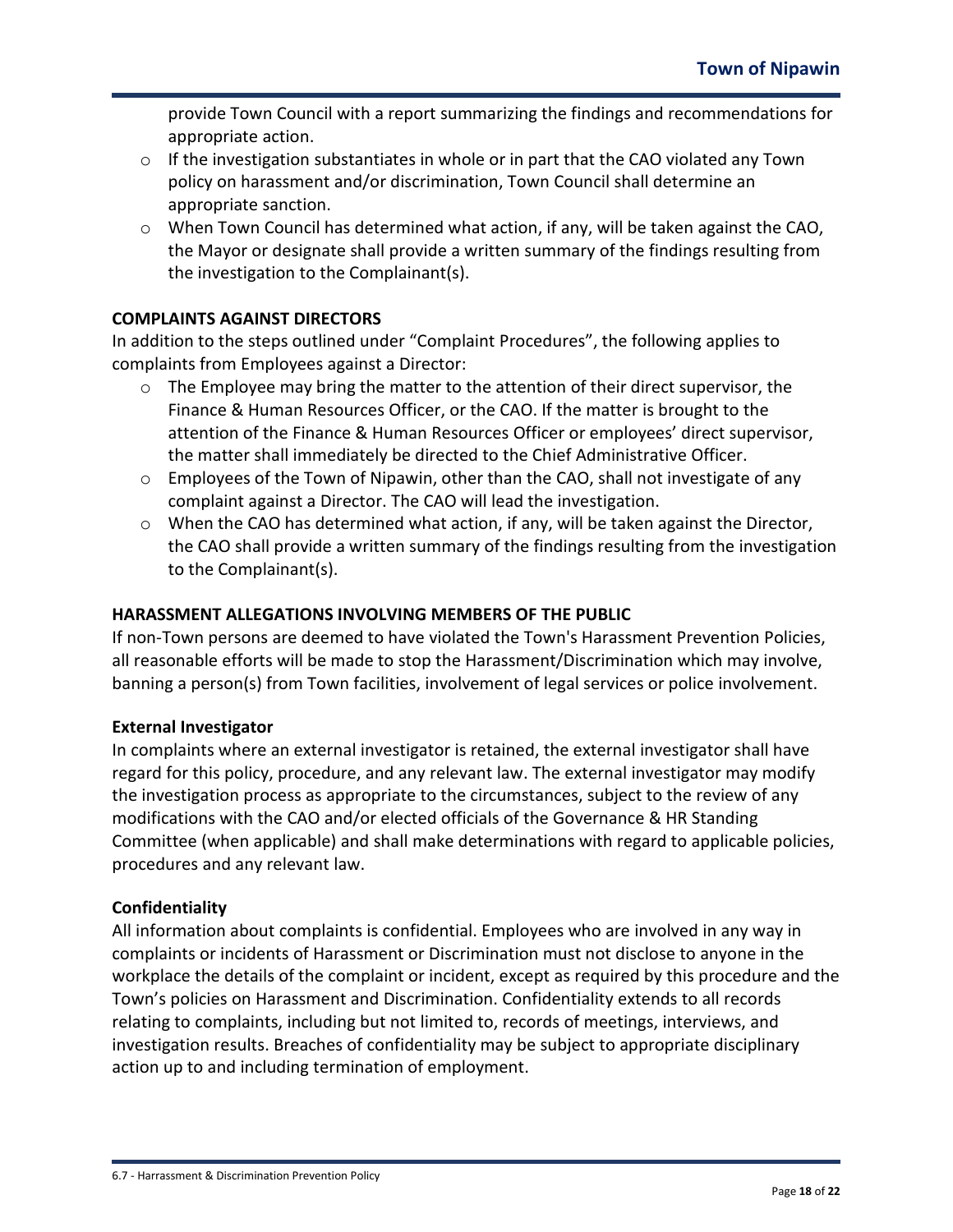provide Town Council with a report summarizing the findings and recommendations for appropriate action.

- If the investigation substantiates in whole or in part that the CAO violated any Town policy on harassment and/or discrimination, Town Council shall determine an appropriate sanction.
- When Town Council has determined what action, if any, will be taken against the CAO, the Mayor or designate shall provide a written summary of the findings resulting from the investigation to the Complainant(s).

**COMPLAINTS AGAINST DIRECTORS**

In addition to the steps outlined under "Complaint Procedures", the following applies to complaints from Employees against a Director:

- The Employee may bring the matter to the attention of their direct supervisor, the Finance & Human Resources Officer, or the CAO. If the matter is brought to the attention of the Finance & Human Resources Officer or employees' direct supervisor, the matter shall immediately be directed to the Chief Administrative Officer.
- Employees of the Town of Nipawin, other than the CAO, shall not investigate of any complaint against a Director. The CAO will lead the investigation.
- When the CAO has determined what action, if any, will be taken against the Director, the CAO shall provide a written summary of the findings resulting from the investigation to the Complainant(s).

**HARASSMENT ALLEGATIONS INVOLVING MEMBERS OF THE PUBLIC**

If non-Town persons are deemed to have violated the Town's Harassment Prevention Policies, all reasonable efforts will be made to stop the Harassment/Discrimination which may involve, banning a person(s) from Town facilities, involvement of legal services or police involvement.

**External Investigator**

In complaints where an external investigator is retained, the external investigator shall have regard for this policy, procedure, and any relevant law. The external investigator may modify the investigation process as appropriate to the circumstances, subject to the review of any modifications with the CAO and/or elected officials of the Governance & HR Standing Committee (when applicable) and shall make determinations with regard to applicable policies, procedures and any relevant law.

**Confidentiality**

All information about complaints is confidential. Employees who are involved in any way in complaints or incidents of Harassment or Discrimination must not disclose to anyone in the workplace the details of the complaint or incident, except as required by this procedure and the Town's policies on Harassment and Discrimination. Confidentiality extends to all records relating to complaints, including but not limited to, records of meetings, interviews, and investigation results. Breaches of confidentiality may be subject to appropriate disciplinary action up to and including termination of employment.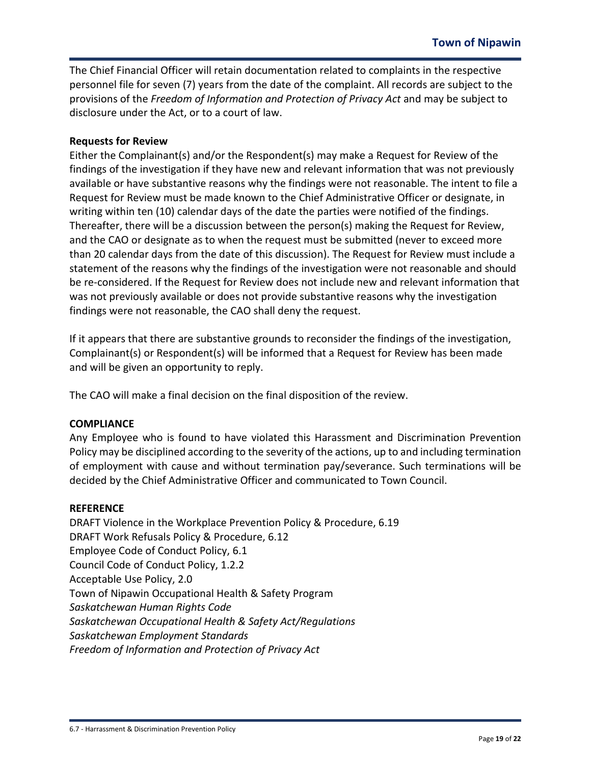The Chief Financial Officer will retain documentation related to complaints in the respective personnel file for seven (7) years from the date of the complaint. All records are subject to the provisions of the *Freedom of Information and Protection of Privacy Act* and may be subject to disclosure under the Act, or to a court of law.

**Requests for Review**

Either the Complainant(s) and/or the Respondent(s) may make a Request for Review of the findings of the investigation if they have new and relevant information that was not previously available or have substantive reasons why the findings were not reasonable. The intent to file a Request for Review must be made known to the Chief Administrative Officer or designate, in writing within ten (10) calendar days of the date the parties were notified of the findings. Thereafter, there will be a discussion between the person(s) making the Request for Review, and the CAO or designate as to when the request must be submitted (never to exceed more than 20 calendar days from the date of this discussion). The Request for Review must include a statement of the reasons why the findings of the investigation were not reasonable and should be re-considered. If the Request for Review does not include new and relevant information that was not previously available or does not provide substantive reasons why the investigation findings were not reasonable, the CAO shall deny the request.

If it appears that there are substantive grounds to reconsider the findings of the investigation, Complainant(s) or Respondent(s) will be informed that a Request for Review has been made and will be given an opportunity to reply.

The CAO will make a final decision on the final disposition of the review.

**COMPLIANCE**

Any Employee who is found to have violated this Harassment and Discrimination Prevention Policy may be disciplined according to the severity of the actions, up to and including termination of employment with cause and without termination pay/severance. Such terminations will be decided by the Chief Administrative Officer and communicated to Town Council.

**REFERENCE**

DRAFT Violence in the Workplace Prevention Policy & Procedure, 6.19
DRAFT Work Refusals Policy & Procedure, 6.12
Employee Code of Conduct Policy, 6.1
Council Code of Conduct Policy, 1.2.2
Acceptable Use Policy, 2.0
Town of Nipawin Occupational Health & Safety Program
*Saskatchewan Human Rights Code*
*Saskatchewan Occupational Health & Safety Act/Regulations*
*Saskatchewan Employment Standards*
*Freedom of Information and Protection of Privacy Act*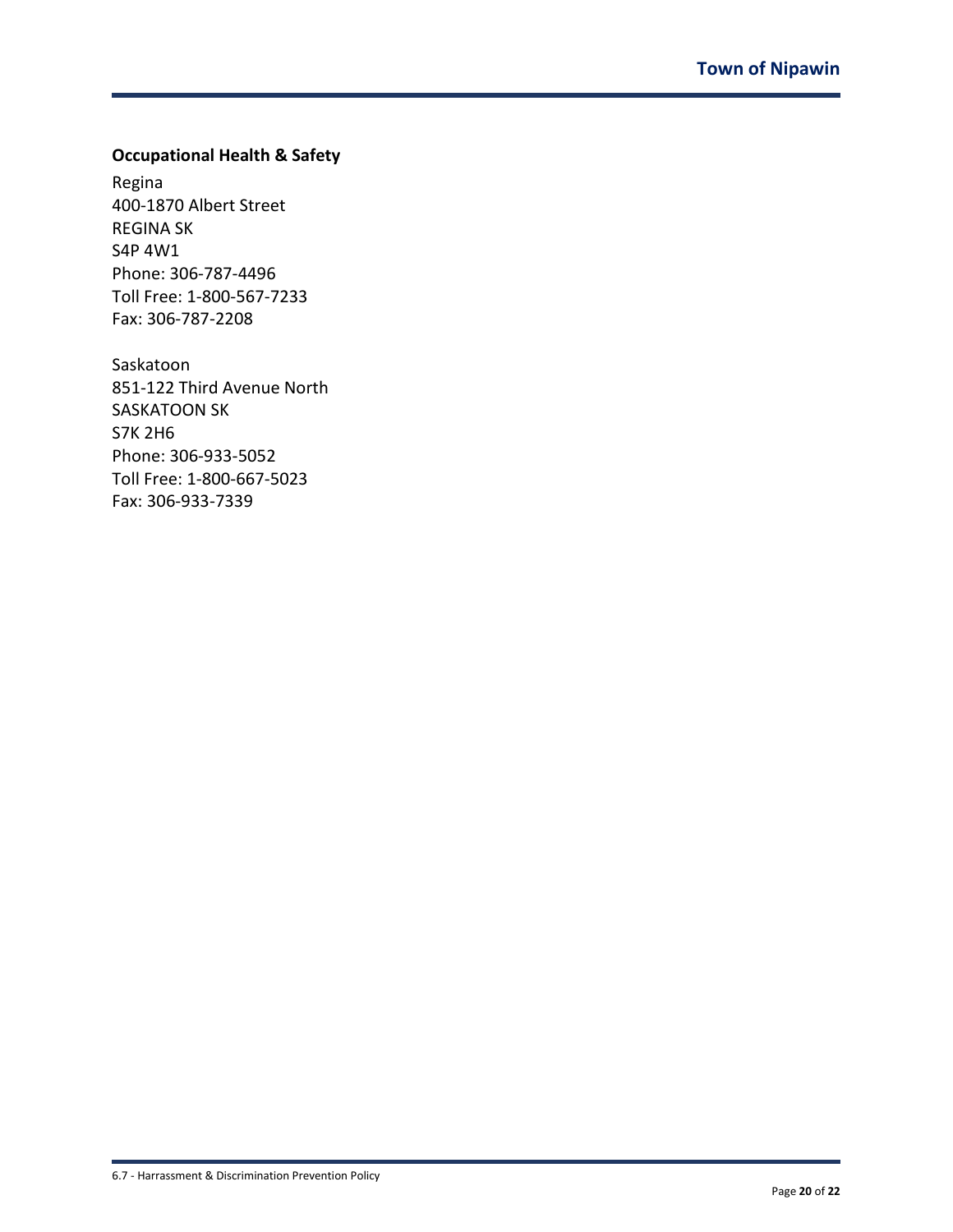**Occupational Health & Safety**

Regina
400-1870 Albert Street
REGINA SK
S4P 4W1
Phone: 306-787-4496
Toll Free: 1-800-567-7233
Fax: 306-787-2208

Saskatoon
851-122 Third Avenue North
SASKATOON SK
S7K 2H6
Phone: 306-933-5052
Toll Free: 1-800-667-5023
Fax: 306-933-7339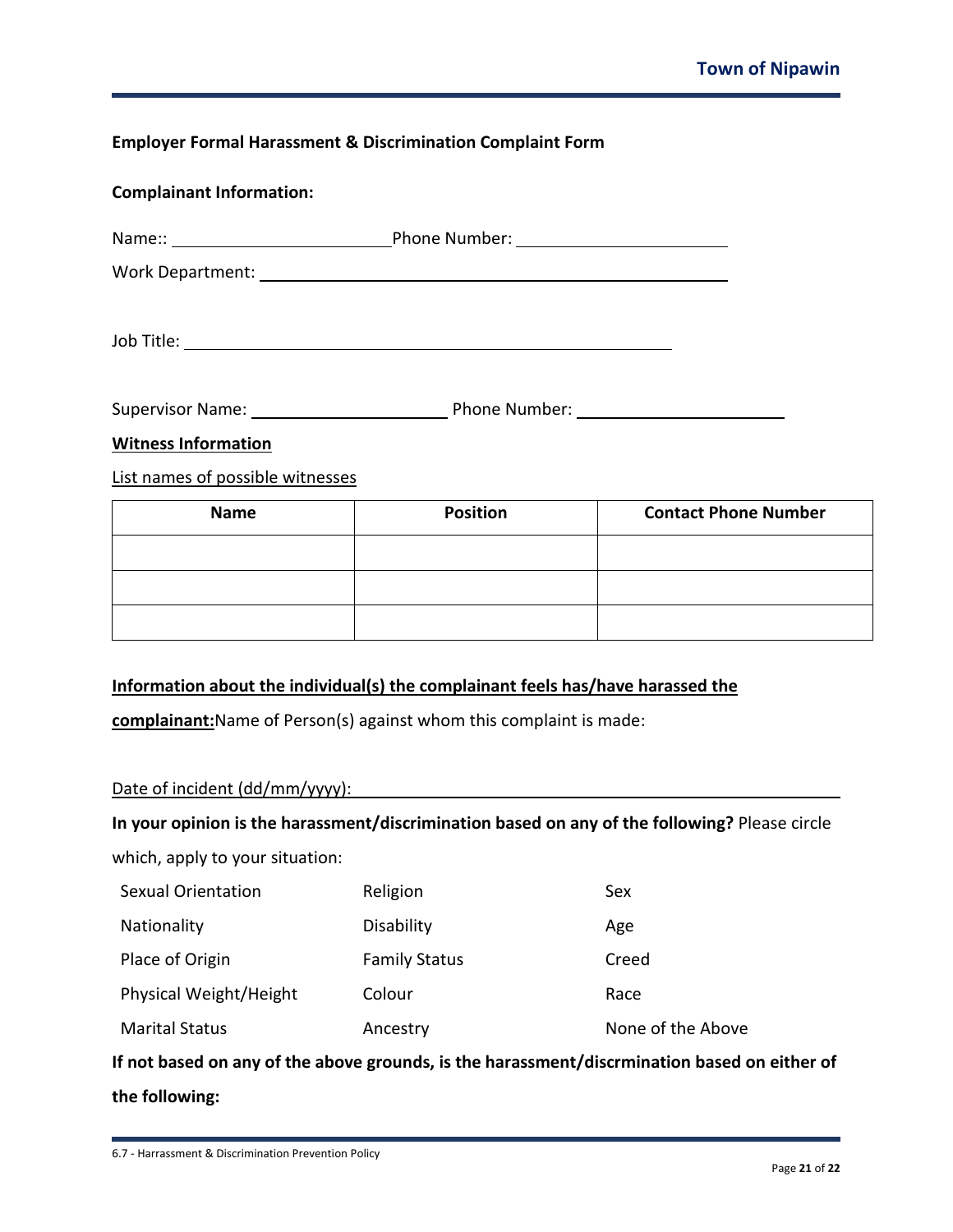**Employer Formal Harassment & Discrimination Complaint Form**

**Complainant Information:**

Name:: \_\_\_\_\_\_\_\_\_\_\_\_\_\_\_\_\_\_\_\_\_\_\_\_ Phone Number: \_\_\_\_\_\_\_\_\_\_\_\_\_\_\_\_\_\_\_\_\_\_\_\_

Work Department: \_\_\_\_\_\_\_\_\_\_\_\_\_\_\_\_\_\_\_\_\_\_\_\_\_\_\_\_\_\_\_\_\_\_\_\_\_\_\_\_\_\_\_\_\_\_\_\_

Job Title: \_\_\_\_\_\_\_\_\_\_\_\_\_\_\_\_\_\_\_\_\_\_\_\_\_\_\_\_\_\_\_\_\_\_\_\_\_\_\_\_\_\_\_\_\_\_\_\_

Supervisor Name: \_\_\_\_\_\_\_\_\_\_\_\_\_\_\_\_\_\_\_\_\_\_ Phone Number: \_\_\_\_\_\_\_\_\_\_\_\_\_\_\_\_\_\_\_\_\_\_\_\_

**<u>Witness Information</u>**

<u>List names of possible witnesses</u>

| Name | Position | Contact Phone Number |
|---|---|---|
| | | |
| | | |
| | | |

**<u>Information about the individual(s) the complainant feels has/have harassed the complainant:</u>** Name of Person(s) against whom this complaint is made:

<u>Date of incident (dd/mm/yyyy):</u> \_\_\_\_\_\_\_\_\_\_\_\_\_\_\_\_\_\_\_\_\_\_\_\_\_\_\_\_\_\_\_\_\_\_\_\_\_\_\_\_\_\_\_\_\_\_\_\_

**In your opinion is the harassment/discrimination based on any of the following?** Please circle which, apply to your situation:

| | | |
|---|---|---|
| Sexual Orientation | Religion | Sex |
| Nationality | Disability | Age |
| Place of Origin | Family Status | Creed |
| Physical Weight/Height | Colour | Race |
| Marital Status | Ancestry | None of the Above |

**If not based on any of the above grounds, is the harassment/discrmination based on either of the following:**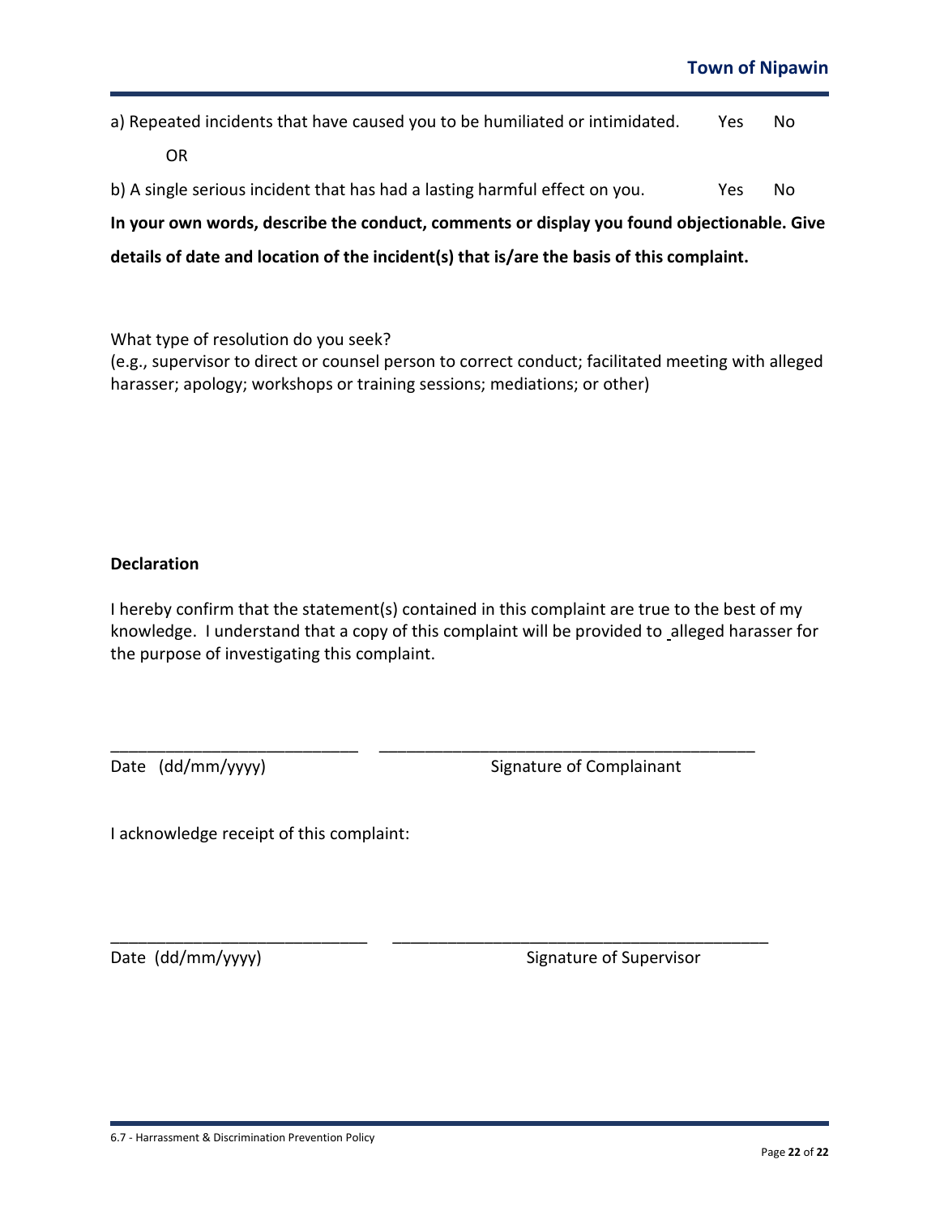a) Repeated incidents that have caused you to be humiliated or intimidated. Yes No

OR

b) A single serious incident that has had a lasting harmful effect on you. Yes No

**In your own words, describe the conduct, comments or display you found objectionable. Give details of date and location of the incident(s) that is/are the basis of this complaint.**

What type of resolution do you seek?
(e.g., supervisor to direct or counsel person to correct conduct; facilitated meeting with alleged harasser; apology; workshops or training sessions; mediations; or other)

**Declaration**

I hereby confirm that the statement(s) contained in this complaint are true to the best of my knowledge. I understand that a copy of this complaint will be provided to alleged harasser for the purpose of investigating this complaint.

___________________________ ___________________________________________

Date (dd/mm/yyyy) Signature of Complainant

I acknowledge receipt of this complaint:

___________________________ ___________________________________________

Date (dd/mm/yyyy) Signature of Supervisor